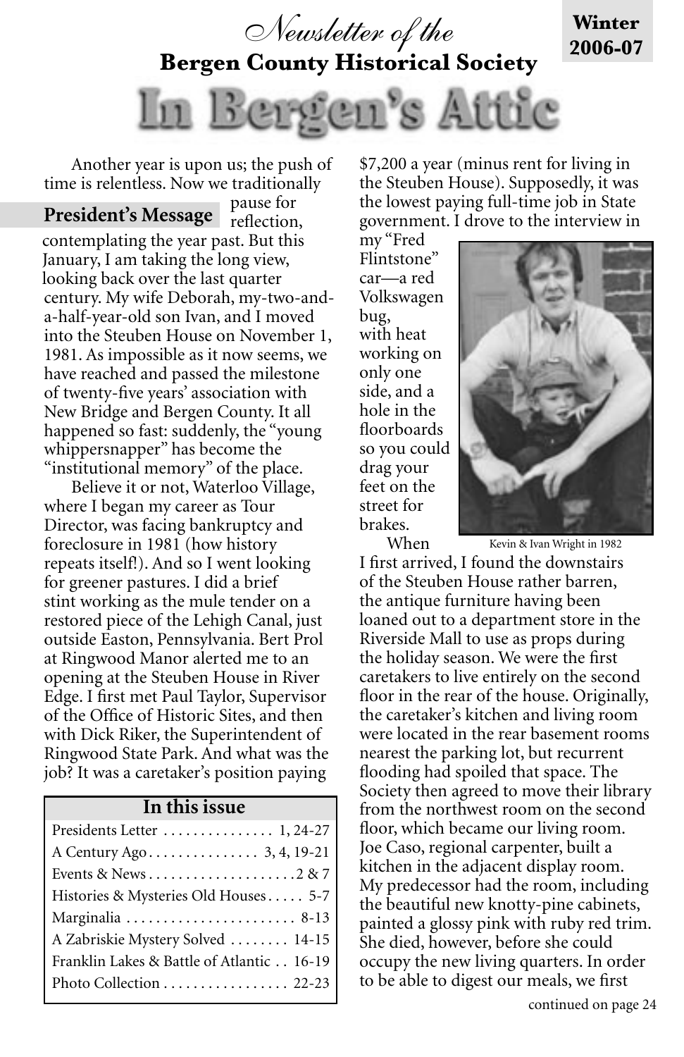*Newsletter of the*

**Bergen County Historical Society**

**Winter 2006-07**

# In Bergen's Attic

## President's Message

Another year is upon us; the push of time is relentless. Now we traditionally pause for reflection, contemplating the year past. But this January, I am taking the long view, looking back over the last quarter century. My wife Deborah, my-two-and-a-half-year-old son Ivan, and I moved into the Steuben House on November 1, 1981. As impossible as it now seems, we have reached and passed the milestone of twenty-five years' association with New Bridge and Bergen County. It all happened so fast: suddenly, the "young whippersnapper" has become the "institutional memory" of the place.

Believe it or not, Waterloo Village, where I began my career as Tour Director, was facing bankruptcy and foreclosure in 1981 (how history repeats itself!). And so I went looking for greener pastures. I did a brief stint working as the mule tender on a restored piece of the Lehigh Canal, just outside Easton, Pennsylvania. Bert Prol at Ringwood Manor alerted me to an opening at the Steuben House in River Edge. I first met Paul Taylor, Supervisor of the Office of Historic Sites, and then with Dick Riker, the Superintendent of Ringwood State Park. And what was the job? It was a caretaker's position paying $7,200 a year (minus rent for living in the Steuben House). Supposedly, it was the lowest paying full-time job in State government. I drove to the interview in my "Fred Flintstone" car—a red Volkswagen bug, with heat working on only one side, and a hole in the floorboards so you could drag your feet on the street for brakes.

Kevin & Ivan Wright in 1982

When I first arrived, I found the downstairs of the Steuben House rather barren, the antique furniture having been loaned out to a department store in the Riverside Mall to use as props during the holiday season. We were the first caretakers to live entirely on the second floor in the rear of the house. Originally, the caretaker's kitchen and living room were located in the rear basement rooms nearest the parking lot, but recurrent flooding had spoiled that space. The Society then agreed to move their library from the northwest room on the second floor, which became our living room. Joe Caso, regional carpenter, built a kitchen in the adjacent display room. My predecessor had the room, including the beautiful new knotty-pine cabinets, painted a glossy pink with ruby red trim. She died, however, before she could occupy the new living quarters. In order to be able to digest our meals, we first

continued on page 24

| In this issue | |
|---|---|
| Presidents Letter | 1, 24-27 |
| A Century Ago | 3, 4, 19-21 |
| Events & News | 2 & 7 |
| Histories & Mysteries Old Houses | 5-7 |
| Marginalia | 8-13 |
| A Zabriskie Mystery Solved | 14-15 |
| Franklin Lakes & Battle of Atlantic | 16-19 |
| Photo Collection | 22-23 |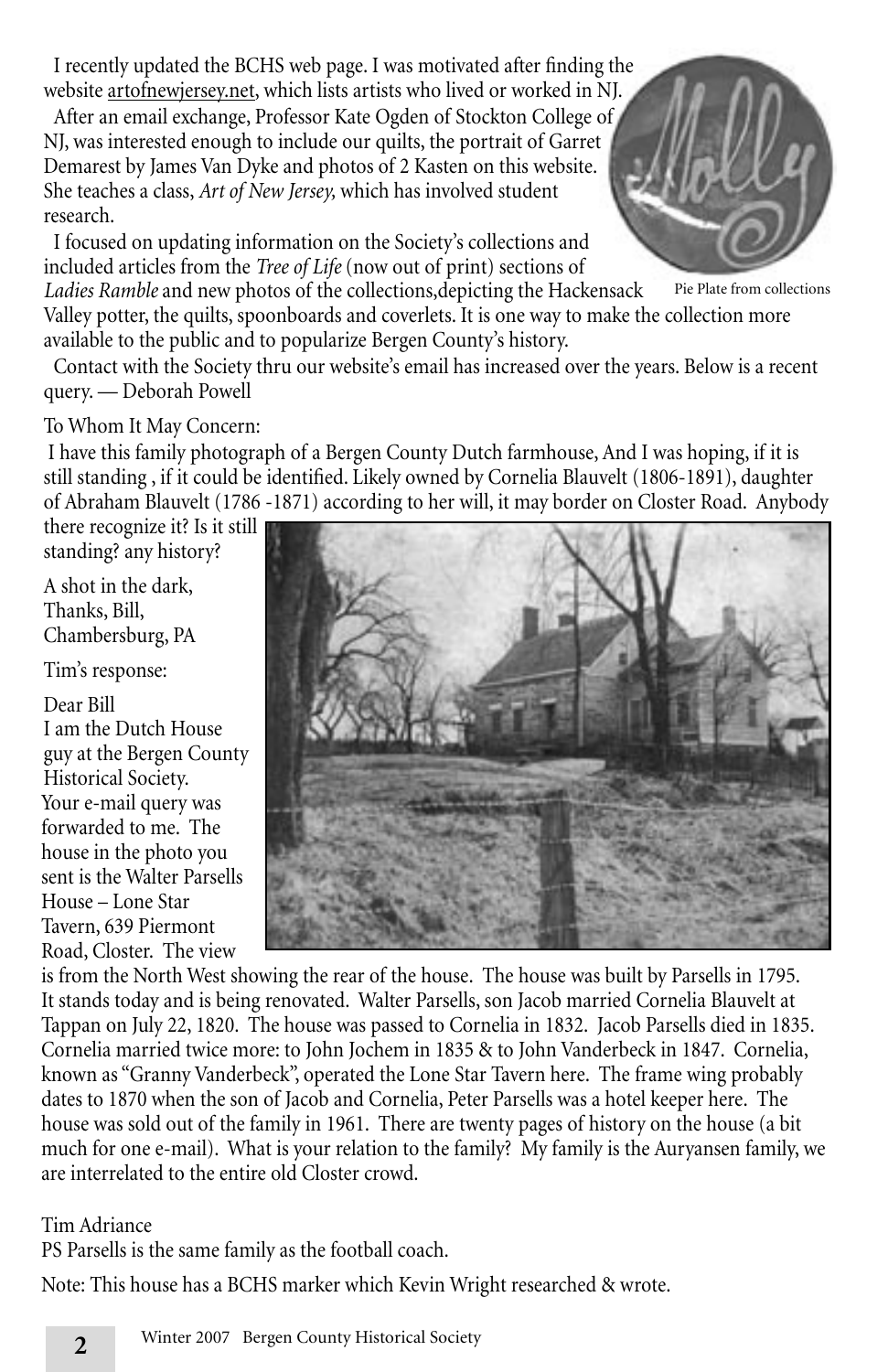I recently updated the BCHS web page. I was motivated after finding the website artofnewjersey.net, which lists artists who lived or worked in NJ.

After an email exchange, Professor Kate Ogden of Stockton College of NJ, was interested enough to include our quilts, the portrait of Garret Demarest by James Van Dyke and photos of 2 Kasten on this website. She teaches a class, *Art of New Jersey,* which has involved student research.

I focused on updating information on the Society's collections and included articles from the *Tree of Life* (now out of print) sections of *Ladies Ramble* and new photos of the collections,depicting the Hackensack Valley potter, the quilts, spoonboards and coverlets. It is one way to make the collection more available to the public and to popularize Bergen County's history.

Pie Plate from collections

Contact with the Society thru our website's email has increased over the years. Below is a recent query. — Deborah Powell

To Whom It May Concern:

I have this family photograph of a Bergen County Dutch farmhouse, And I was hoping, if it is still standing , if it could be identified. Likely owned by Cornelia Blauvelt (1806-1891), daughter of Abraham Blauvelt (1786 -1871) according to her will, it may border on Closter Road. Anybody there recognize it? Is it still standing? any history?

A shot in the dark,
Thanks, Bill,
Chambersburg, PA

Tim's response:

Dear Bill
I am the Dutch House guy at the Bergen County Historical Society. Your e-mail query was forwarded to me. The house in the photo you sent is the Walter Parsells House – Lone Star Tavern, 639 Piermont Road, Closter. The view is from the North West showing the rear of the house. The house was built by Parsells in 1795. It stands today and is being renovated. Walter Parsells, son Jacob married Cornelia Blauvelt at Tappan on July 22, 1820. The house was passed to Cornelia in 1832. Jacob Parsells died in 1835. Cornelia married twice more: to John Jochem in 1835 & to John Vanderbeck in 1847. Cornelia, known as "Granny Vanderbeck", operated the Lone Star Tavern here. The frame wing probably dates to 1870 when the son of Jacob and Cornelia, Peter Parsells was a hotel keeper here. The house was sold out of the family in 1961. There are twenty pages of history on the house (a bit much for one e-mail). What is your relation to the family? My family is the Auryansen family, we are interrelated to the entire old Closter crowd.

Tim Adriance
PS Parsells is the same family as the football coach.

Note: This house has a BCHS marker which Kevin Wright researched & wrote.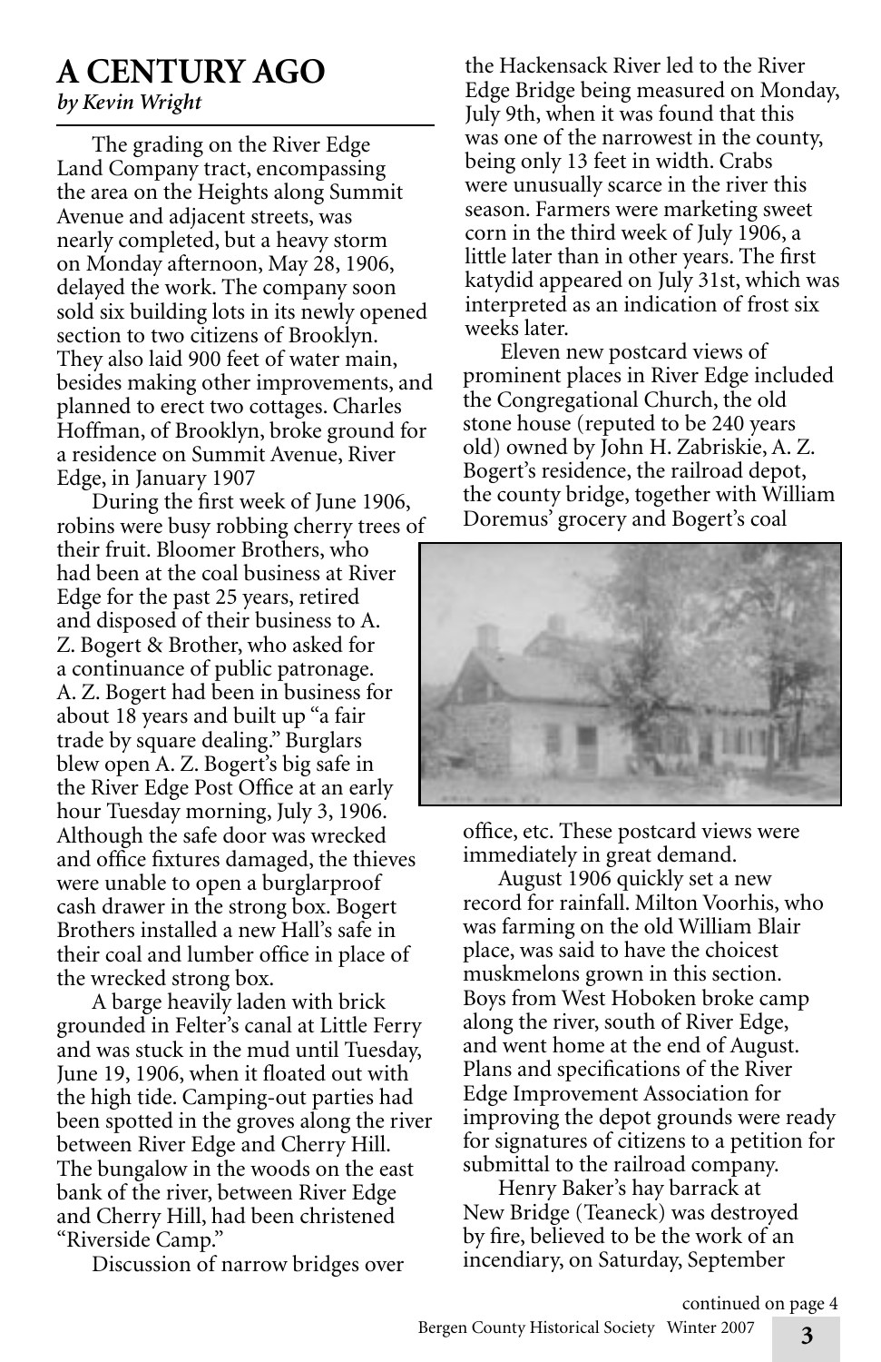# A CENTURY AGO

*by Kevin Wright*

The grading on the River Edge Land Company tract, encompassing the area on the Heights along Summit Avenue and adjacent streets, was nearly completed, but a heavy storm on Monday afternoon, May 28, 1906, delayed the work. The company soon sold six building lots in its newly opened section to two citizens of Brooklyn. They also laid 900 feet of water main, besides making other improvements, and planned to erect two cottages. Charles Hoffman, of Brooklyn, broke ground for a residence on Summit Avenue, River Edge, in January 1907

During the first week of June 1906, robins were busy robbing cherry trees of their fruit. Bloomer Brothers, who had been at the coal business at River Edge for the past 25 years, retired and disposed of their business to A. Z. Bogert & Brother, who asked for a continuance of public patronage. A. Z. Bogert had been in business for about 18 years and built up "a fair trade by square dealing." Burglars blew open A. Z. Bogert's big safe in the River Edge Post Office at an early hour Tuesday morning, July 3, 1906. Although the safe door was wrecked and office fixtures damaged, the thieves were unable to open a burglarproof cash drawer in the strong box. Bogert Brothers installed a new Hall's safe in their coal and lumber office in place of the wrecked strong box.

A barge heavily laden with brick grounded in Felter's canal at Little Ferry and was stuck in the mud until Tuesday, June 19, 1906, when it floated out with the high tide. Camping-out parties had been spotted in the groves along the river between River Edge and Cherry Hill. The bungalow in the woods on the east bank of the river, between River Edge and Cherry Hill, had been christened "Riverside Camp."

Discussion of narrow bridges over the Hackensack River led to the River Edge Bridge being measured on Monday, July 9th, when it was found that this was one of the narrowest in the county, being only 13 feet in width. Crabs were unusually scarce in the river this season. Farmers were marketing sweet corn in the third week of July 1906, a little later than in other years. The first katydid appeared on July 31st, which was interpreted as an indication of frost six weeks later.

Eleven new postcard views of prominent places in River Edge included the Congregational Church, the old stone house (reputed to be 240 years old) owned by John H. Zabriskie, A. Z. Bogert's residence, the railroad depot, the county bridge, together with William Doremus' grocery and Bogert's coal office, etc. These postcard views were immediately in great demand.

August 1906 quickly set a new record for rainfall. Milton Voorhis, who was farming on the old William Blair place, was said to have the choicest muskmelons grown in this section. Boys from West Hoboken broke camp along the river, south of River Edge, and went home at the end of August. Plans and specifications of the River Edge Improvement Association for improving the depot grounds were ready for signatures of citizens to a petition for submittal to the railroad company.

Henry Baker's hay barrack at New Bridge (Teaneck) was destroyed by fire, believed to be the work of an incendiary, on Saturday, September

continued on page 4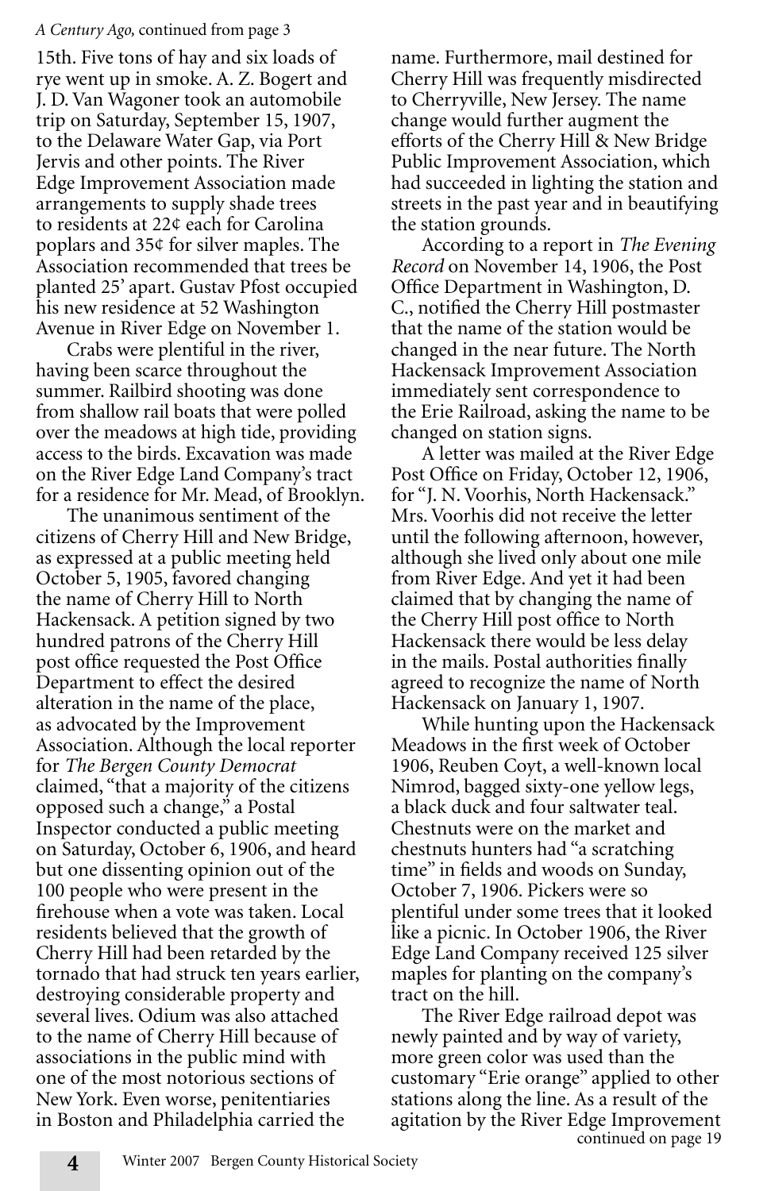*A Century Ago,* continued from page 3

15th. Five tons of hay and six loads of rye went up in smoke. A. Z. Bogert and J. D. Van Wagoner took an automobile trip on Saturday, September 15, 1907, to the Delaware Water Gap, via Port Jervis and other points. The River Edge Improvement Association made arrangements to supply shade trees to residents at 22¢ each for Carolina poplars and 35¢ for silver maples. The Association recommended that trees be planted 25' apart. Gustav Pfost occupied his new residence at 52 Washington Avenue in River Edge on November 1.

Crabs were plentiful in the river, having been scarce throughout the summer. Railbird shooting was done from shallow rail boats that were polled over the meadows at high tide, providing access to the birds. Excavation was made on the River Edge Land Company's tract for a residence for Mr. Mead, of Brooklyn.

The unanimous sentiment of the citizens of Cherry Hill and New Bridge, as expressed at a public meeting held October 5, 1905, favored changing the name of Cherry Hill to North Hackensack. A petition signed by two hundred patrons of the Cherry Hill post office requested the Post Office Department to effect the desired alteration in the name of the place, as advocated by the Improvement Association. Although the local reporter for *The Bergen County Democrat* claimed, "that a majority of the citizens opposed such a change," a Postal Inspector conducted a public meeting on Saturday, October 6, 1906, and heard but one dissenting opinion out of the 100 people who were present in the firehouse when a vote was taken. Local residents believed that the growth of Cherry Hill had been retarded by the tornado that had struck ten years earlier, destroying considerable property and several lives. Odium was also attached to the name of Cherry Hill because of associations in the public mind with one of the most notorious sections of New York. Even worse, penitentiaries in Boston and Philadelphia carried the name. Furthermore, mail destined for Cherry Hill was frequently misdirected to Cherryville, New Jersey. The name change would further augment the efforts of the Cherry Hill & New Bridge Public Improvement Association, which had succeeded in lighting the station and streets in the past year and in beautifying the station grounds.

According to a report in *The Evening Record* on November 14, 1906, the Post Office Department in Washington, D. C., notified the Cherry Hill postmaster that the name of the station would be changed in the near future. The North Hackensack Improvement Association immediately sent correspondence to the Erie Railroad, asking the name to be changed on station signs.

A letter was mailed at the River Edge Post Office on Friday, October 12, 1906, for "J. N. Voorhis, North Hackensack." Mrs. Voorhis did not receive the letter until the following afternoon, however, although she lived only about one mile from River Edge. And yet it had been claimed that by changing the name of the Cherry Hill post office to North Hackensack there would be less delay in the mails. Postal authorities finally agreed to recognize the name of North Hackensack on January 1, 1907.

While hunting upon the Hackensack Meadows in the first week of October 1906, Reuben Coyt, a well-known local Nimrod, bagged sixty-one yellow legs, a black duck and four saltwater teal. Chestnuts were on the market and chestnuts hunters had "a scratching time" in fields and woods on Sunday, October 7, 1906. Pickers were so plentiful under some trees that it looked like a picnic. In October 1906, the River Edge Land Company received 125 silver maples for planting on the company's tract on the hill.

The River Edge railroad depot was newly painted and by way of variety, more green color was used than the customary "Erie orange" applied to other stations along the line. As a result of the agitation by the River Edge Improvement

continued on page 19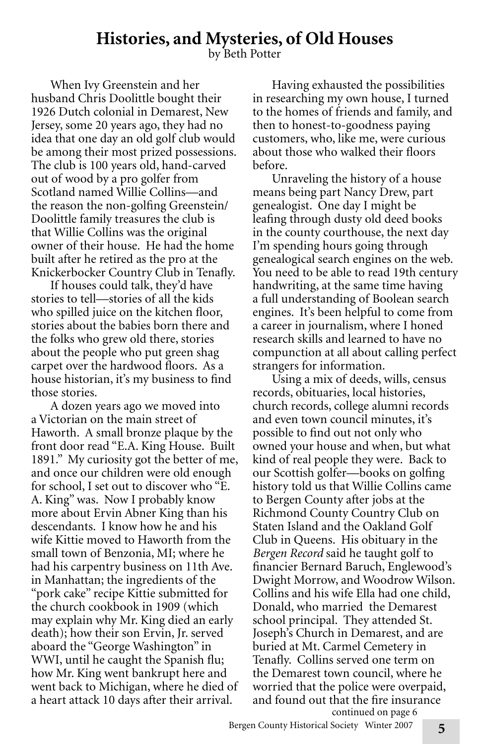# Histories, and Mysteries, of Old Houses

by Beth Potter

When Ivy Greenstein and her husband Chris Doolittle bought their 1926 Dutch colonial in Demarest, New Jersey, some 20 years ago, they had no idea that one day an old golf club would be among their most prized possessions. The club is 100 years old, hand-carved out of wood by a pro golfer from Scotland named Willie Collins—and the reason the non-golfing Greenstein/Doolittle family treasures the club is that Willie Collins was the original owner of their house. He had the home built after he retired as the pro at the Knickerbocker Country Club in Tenafly.

If houses could talk, they'd have stories to tell—stories of all the kids who spilled juice on the kitchen floor, stories about the babies born there and the folks who grew old there, stories about the people who put green shag carpet over the hardwood floors. As a house historian, it's my business to find those stories.

A dozen years ago we moved into a Victorian on the main street of Haworth. A small bronze plaque by the front door read "E.A. King House. Built 1891." My curiosity got the better of me, and once our children were old enough for school, I set out to discover who "E. A. King" was. Now I probably know more about Ervin Abner King than his descendants. I know how he and his wife Kittie moved to Haworth from the small town of Benzonia, MI; where he had his carpentry business on 11th Ave. in Manhattan; the ingredients of the "pork cake" recipe Kittie submitted for the church cookbook in 1909 (which may explain why Mr. King died an early death); how their son Ervin, Jr. served aboard the "George Washington" in WWI, until he caught the Spanish flu; how Mr. King went bankrupt here and went back to Michigan, where he died of a heart attack 10 days after their arrival.

Having exhausted the possibilities in researching my own house, I turned to the homes of friends and family, and then to honest-to-goodness paying customers, who, like me, were curious about those who walked their floors before.

Unraveling the history of a house means being part Nancy Drew, part genealogist. One day I might be leafing through dusty old deed books in the county courthouse, the next day I'm spending hours going through genealogical search engines on the web. You need to be able to read 19th century handwriting, at the same time having a full understanding of Boolean search engines. It's been helpful to come from a career in journalism, where I honed research skills and learned to have no compunction at all about calling perfect strangers for information.

Using a mix of deeds, wills, census records, obituaries, local histories, church records, college alumni records and even town council minutes, it's possible to find out not only who owned your house and when, but what kind of real people they were. Back to our Scottish golfer—books on golfing history told us that Willie Collins came to Bergen County after jobs at the Richmond County Country Club on Staten Island and the Oakland Golf Club in Queens. His obituary in the *Bergen Record* said he taught golf to financier Bernard Baruch, Englewood's Dwight Morrow, and Woodrow Wilson. Collins and his wife Ella had one child, Donald, who married the Demarest school principal. They attended St. Joseph's Church in Demarest, and are buried at Mt. Carmel Cemetery in Tenafly. Collins served one term on the Demarest town council, where he worried that the police were overpaid, and found out that the fire insurance

continued on page 6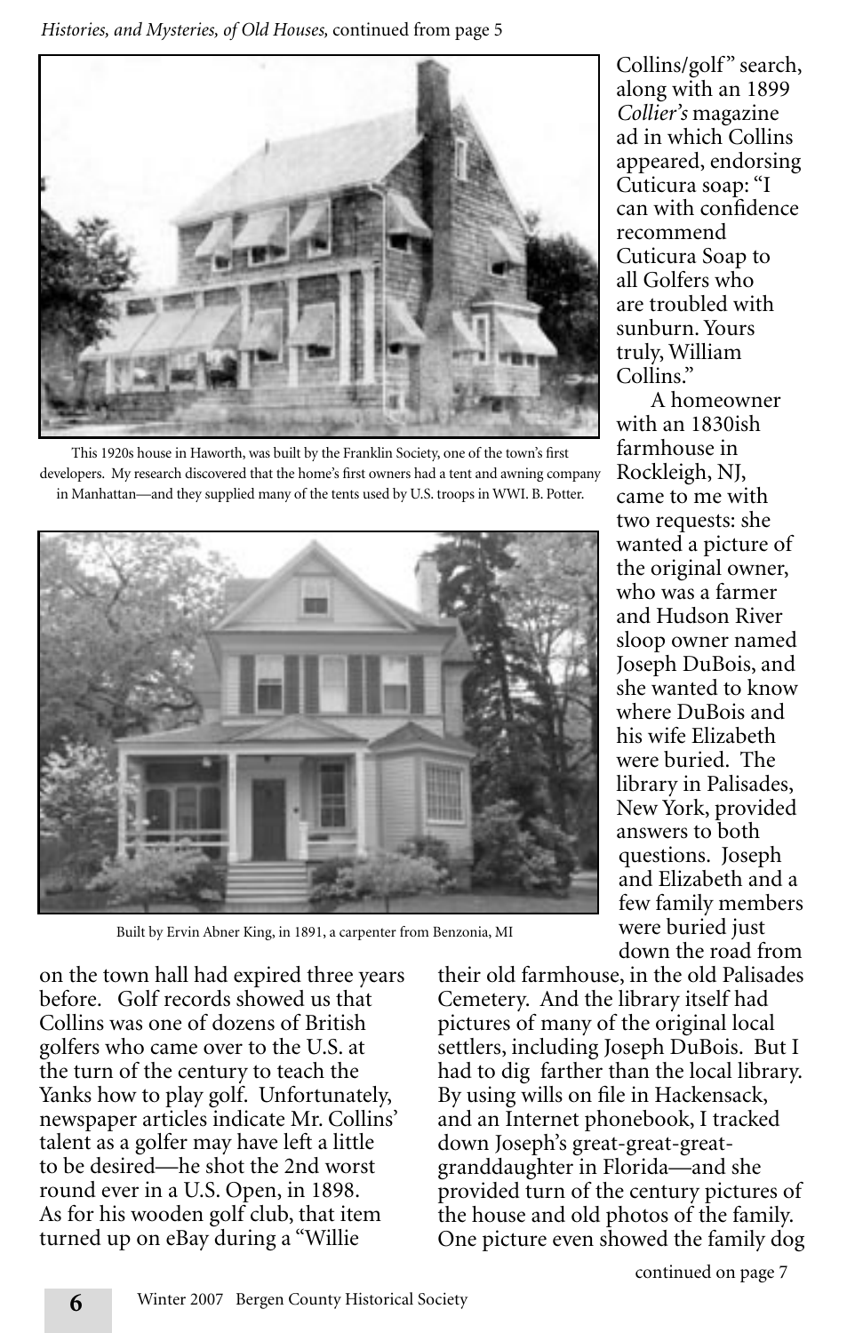*Histories, and Mysteries, of Old Houses,* continued from page 5

This 1920s house in Haworth, was built by the Franklin Society, one of the town's first developers. My research discovered that the home's first owners had a tent and awning company in Manhattan—and they supplied many of the tents used by U.S. troops in WWI. B. Potter.

Built by Ervin Abner King, in 1891, a carpenter from Benzonia, MI

on the town hall had expired three years before. Golf records showed us that Collins was one of dozens of British golfers who came over to the U.S. at the turn of the century to teach the Yanks how to play golf. Unfortunately, newspaper articles indicate Mr. Collins' talent as a golfer may have left a little to be desired—he shot the 2nd worst round ever in a U.S. Open, in 1898. As for his wooden golf club, that item turned up on eBay during a "Willie Collins/golf" search, along with an 1899 *Collier's* magazine ad in which Collins appeared, endorsing Cuticura soap: "I can with confidence recommend Cuticura Soap to all Golfers who are troubled with sunburn. Yours truly, William Collins."

A homeowner with an 1830ish farmhouse in Rockleigh, NJ, came to me with two requests: she wanted a picture of the original owner, who was a farmer and Hudson River sloop owner named Joseph DuBois, and she wanted to know where DuBois and his wife Elizabeth were buried. The library in Palisades, New York, provided answers to both questions. Joseph and Elizabeth and a few family members were buried just down the road from their old farmhouse, in the old Palisades Cemetery. And the library itself had pictures of many of the original local settlers, including Joseph DuBois. But I had to dig farther than the local library. By using wills on file in Hackensack, and an Internet phonebook, I tracked down Joseph's great-great-great-granddaughter in Florida—and she provided turn of the century pictures of the house and old photos of the family. One picture even showed the family dog

continued on page 7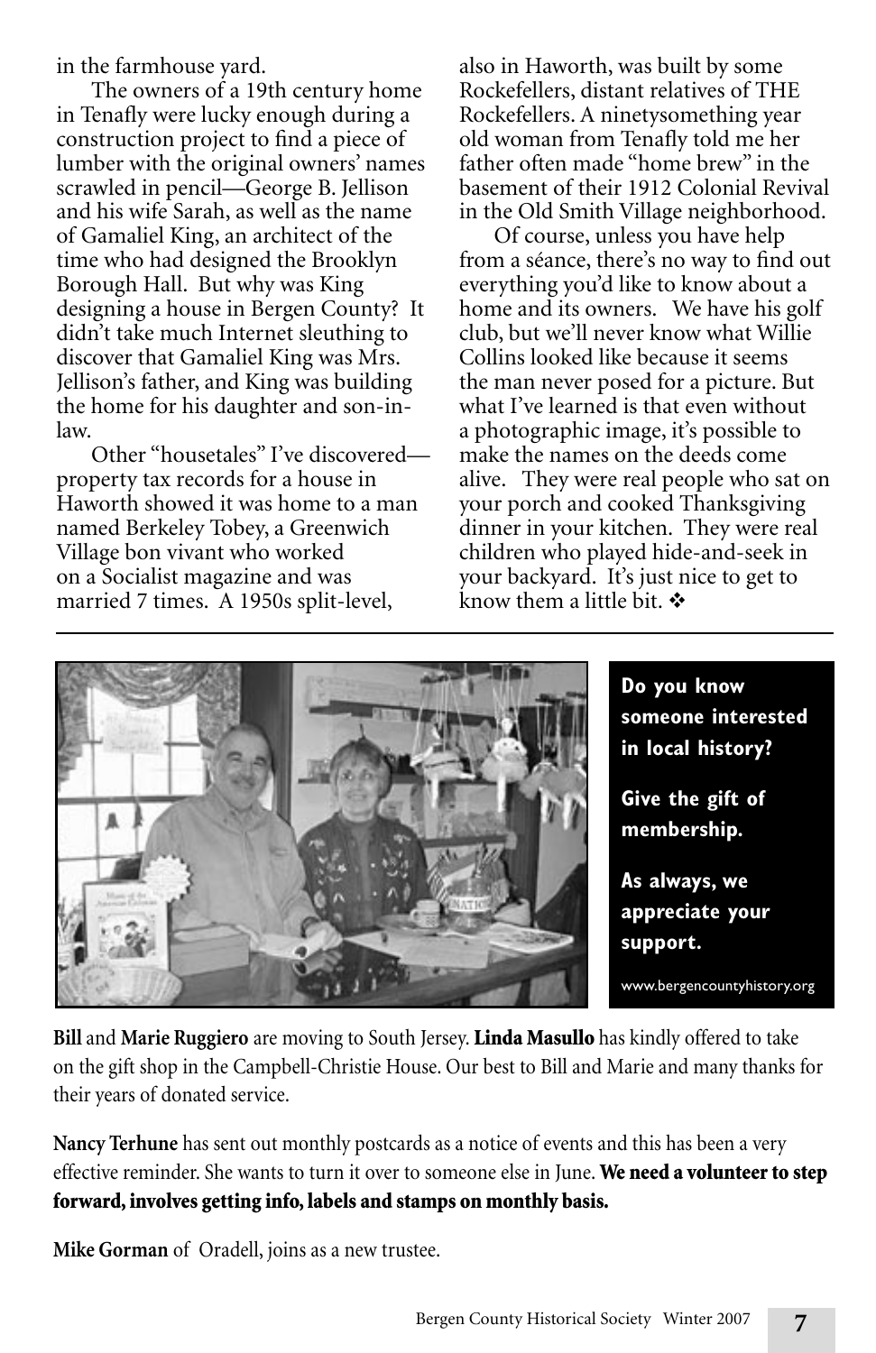in the farmhouse yard.

The owners of a 19th century home in Tenafly were lucky enough during a construction project to find a piece of lumber with the original owners' names scrawled in pencil—George B. Jellison and his wife Sarah, as well as the name of Gamaliel King, an architect of the time who had designed the Brooklyn Borough Hall. But why was King designing a house in Bergen County? It didn't take much Internet sleuthing to discover that Gamaliel King was Mrs. Jellison's father, and King was building the home for his daughter and son-in-law.

Other "housetales" I've discovered—property tax records for a house in Haworth showed it was home to a man named Berkeley Tobey, a Greenwich Village bon vivant who worked on a Socialist magazine and was married 7 times. A 1950s split-level, also in Haworth, was built by some Rockefellers, distant relatives of THE Rockefellers. A ninetysomething year old woman from Tenafly told me her father often made "home brew" in the basement of their 1912 Colonial Revival in the Old Smith Village neighborhood.

Of course, unless you have help from a séance, there's no way to find out everything you'd like to know about a home and its owners. We have his golf club, but we'll never know what Willie Collins looked like because it seems the man never posed for a picture. But what I've learned is that even without a photographic image, it's possible to make the names on the deeds come alive. They were real people who sat on your porch and cooked Thanksgiving dinner in your kitchen. They were real children who played hide-and-seek in your backyard. It's just nice to get to know them a little bit. ❖

---

**Do you know someone interested in local history?**

**Give the gift of membership.**

**As always, we appreciate your support.**

www.bergencountyhistory.org

**Bill** and **Marie Ruggiero** are moving to South Jersey. **Linda Masullo** has kindly offered to take on the gift shop in the Campbell-Christie House. Our best to Bill and Marie and many thanks for their years of donated service.

**Nancy Terhune** has sent out monthly postcards as a notice of events and this has been a very effective reminder. She wants to turn it over to someone else in June. **We need a volunteer to step forward, involves getting info, labels and stamps on monthly basis.**

**Mike Gorman** of Oradell, joins as a new trustee.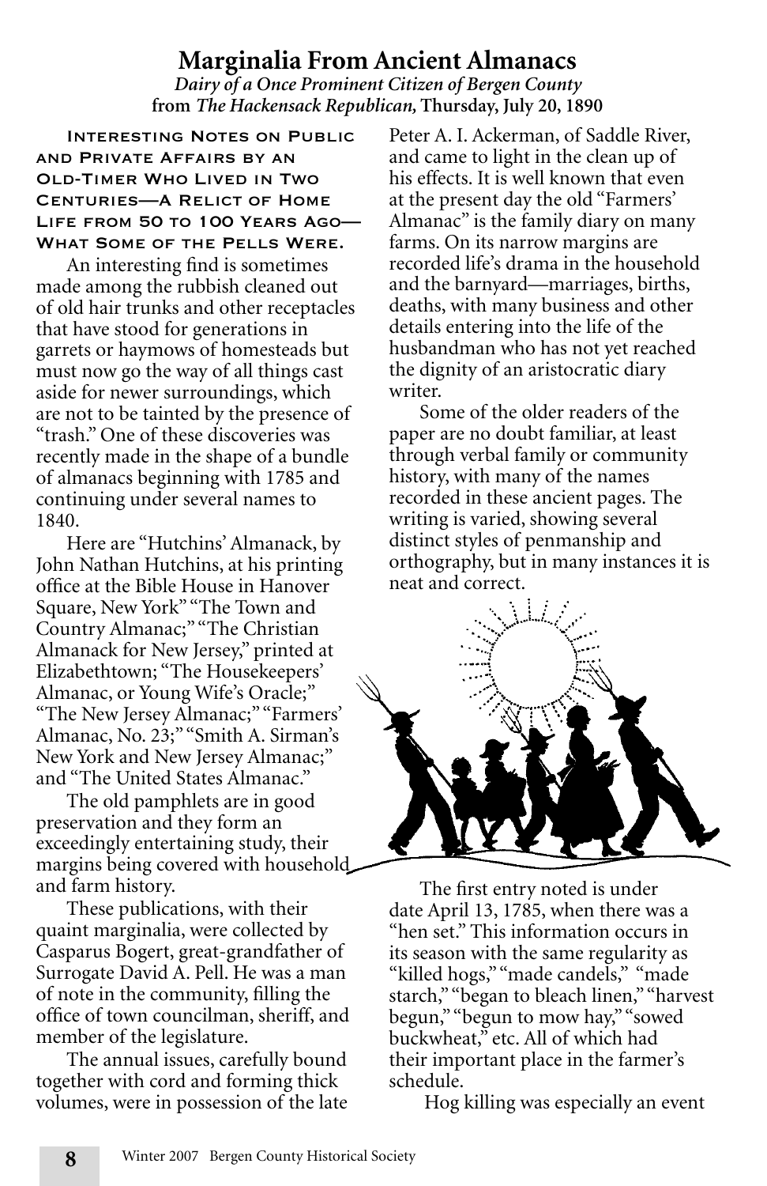## Marginalia From Ancient Almanacs

***Dairy of a Once Prominent Citizen of Bergen County***

**from *The Hackensack Republican,* Thursday, July 20, 1890**

Interesting Notes on Public and Private Affairs by an Old-Timer Who Lived in Two Centuries—A Relict of Home Life from 50 to 100 Years Ago—What Some of the Pells Were.

An interesting find is sometimes made among the rubbish cleaned out of old hair trunks and other receptacles that have stood for generations in garrets or haymows of homesteads but must now go the way of all things cast aside for newer surroundings, which are not to be tainted by the presence of "trash." One of these discoveries was recently made in the shape of a bundle of almanacs beginning with 1785 and continuing under several names to 1840.

Here are "Hutchins' Almanack, by John Nathan Hutchins, at his printing office at the Bible House in Hanover Square, New York" "The Town and Country Almanac;" "The Christian Almanack for New Jersey," printed at Elizabethtown; "The Housekeepers' Almanac, or Young Wife's Oracle;" "The New Jersey Almanac;" "Farmers' Almanac, No. 23;" "Smith A. Sirman's New York and New Jersey Almanac;" and "The United States Almanac."

The old pamphlets are in good preservation and they form an exceedingly entertaining study, their margins being covered with household and farm history.

These publications, with their quaint marginalia, were collected by Casparus Bogert, great-grandfather of Surrogate David A. Pell. He was a man of note in the community, filling the office of town councilman, sheriff, and member of the legislature.

The annual issues, carefully bound together with cord and forming thick volumes, were in possession of the late Peter A. I. Ackerman, of Saddle River, and came to light in the clean up of his effects. It is well known that even at the present day the old "Farmers' Almanac" is the family diary on many farms. On its narrow margins are recorded life's drama in the household and the barnyard—marriages, births, deaths, with many business and other details entering into the life of the husbandman who has not yet reached the dignity of an aristocratic diary writer.

Some of the older readers of the paper are no doubt familiar, at least through verbal family or community history, with many of the names recorded in these ancient pages. The writing is varied, showing several distinct styles of penmanship and orthography, but in many instances it is neat and correct.

The first entry noted is under date April 13, 1785, when there was a "hen set." This information occurs in its season with the same regularity as "killed hogs," "made candels," "made starch," "began to bleach linen," "harvest begun," "begun to mow hay," "sowed buckwheat," etc. All of which had their important place in the farmer's schedule.

Hog killing was especially an event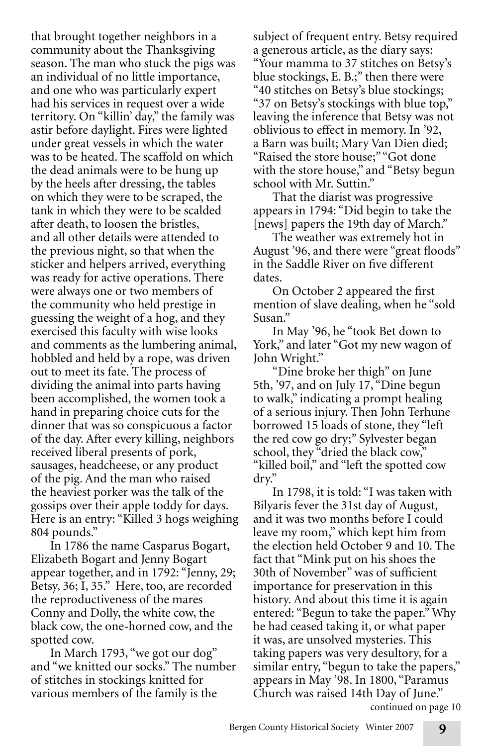that brought together neighbors in a community about the Thanksgiving season. The man who stuck the pigs was an individual of no little importance, and one who was particularly expert had his services in request over a wide territory. On "killin' day," the family was astir before daylight. Fires were lighted under great vessels in which the water was to be heated. The scaffold on which the dead animals were to be hung up by the heels after dressing, the tables on which they were to be scraped, the tank in which they were to be scalded after death, to loosen the bristles, and all other details were attended to the previous night, so that when the sticker and helpers arrived, everything was ready for active operations. There were always one or two members of the community who held prestige in guessing the weight of a hog, and they exercised this faculty with wise looks and comments as the lumbering animal, hobbled and held by a rope, was driven out to meet its fate. The process of dividing the animal into parts having been accomplished, the women took a hand in preparing choice cuts for the dinner that was so conspicuous a factor of the day. After every killing, neighbors received liberal presents of pork, sausages, headcheese, or any product of the pig. And the man who raised the heaviest porker was the talk of the gossips over their apple toddy for days. Here is an entry: "Killed 3 hogs weighing 804 pounds."

In 1786 the name Casparus Bogart, Elizabeth Bogart and Jenny Bogart appear together, and in 1792: "Jenny, 29; Betsy, 36; I, 35." Here, too, are recorded the reproductiveness of the mares Conny and Dolly, the white cow, the black cow, the one-horned cow, and the spotted cow.

In March 1793, "we got our dog" and "we knitted our socks." The number of stitches in stockings knitted for various members of the family is the subject of frequent entry. Betsy required a generous article, as the diary says: "Your mamma to 37 stitches on Betsy's blue stockings, E. B.;" then there were "40 stitches on Betsy's blue stockings; "37 on Betsy's stockings with blue top," leaving the inference that Betsy was not oblivious to effect in memory. In '92, a Barn was built; Mary Van Dien died; "Raised the store house;" "Got done with the store house," and "Betsy begun school with Mr. Suttin."

That the diarist was progressive appears in 1794: "Did begin to take the [news] papers the 19th day of March."

The weather was extremely hot in August '96, and there were "great floods" in the Saddle River on five different dates.

On October 2 appeared the first mention of slave dealing, when he "sold Susan."

In May '96, he "took Bet down to York," and later "Got my new wagon of John Wright."

"Dine broke her thigh" on June 5th, '97, and on July 17, "Dine begun to walk," indicating a prompt healing of a serious injury. Then John Terhune borrowed 15 loads of stone, they "left the red cow go dry;" Sylvester began school, they "dried the black cow," "killed boil," and "left the spotted cow dry."

In 1798, it is told: "I was taken with Bilyaris fever the 31st day of August, and it was two months before I could leave my room," which kept him from the election held October 9 and 10. The fact that "Mink put on his shoes the 30th of November" was of sufficient importance for preservation in this history. And about this time it is again entered: "Begun to take the paper." Why he had ceased taking it, or what paper it was, are unsolved mysteries. This taking papers was very desultory, for a similar entry, "begun to take the papers," appears in May '98. In 1800, "Paramus Church was raised 14th Day of June."

continued on page 10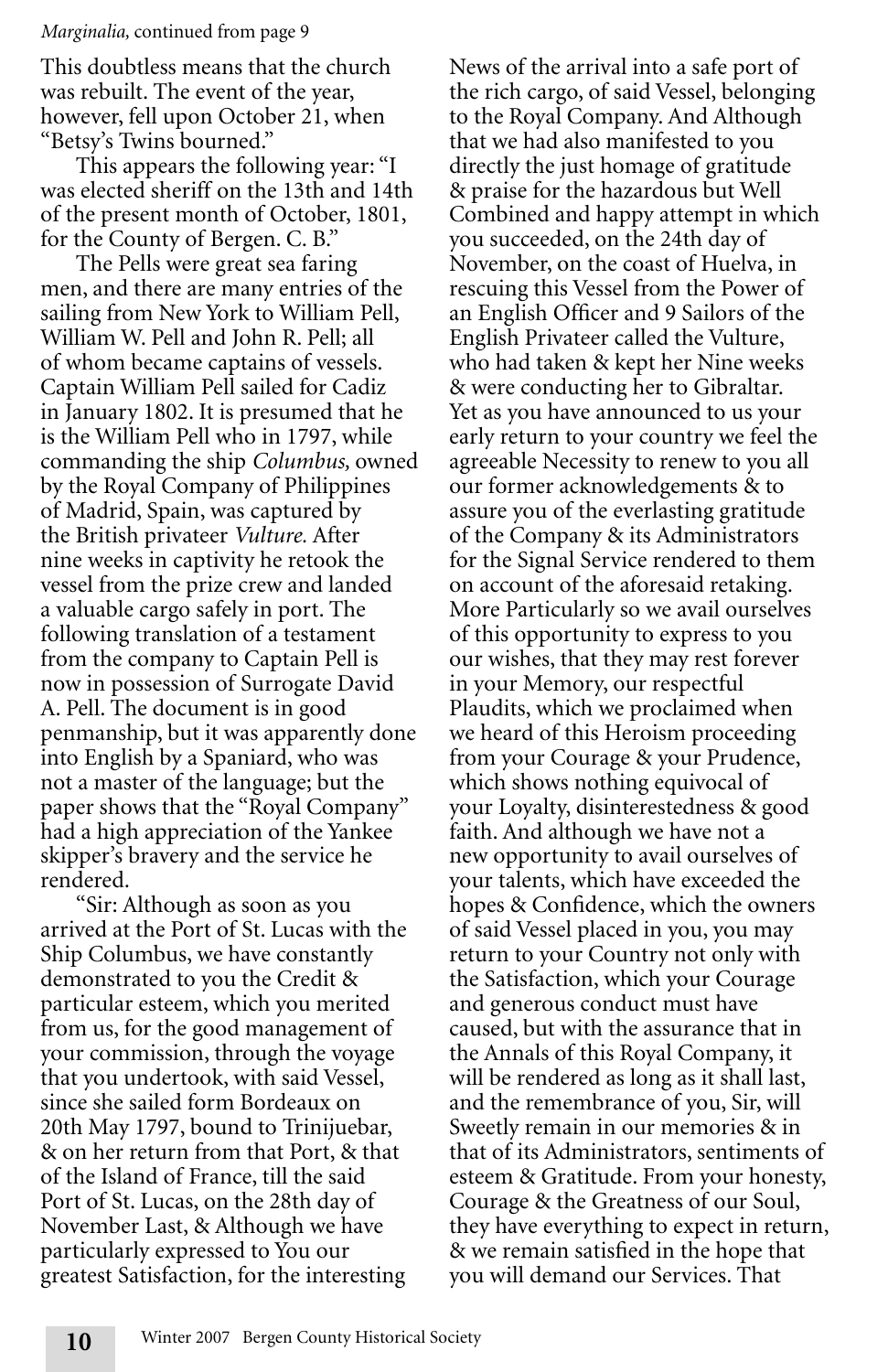*Marginalia,* continued from page 9

This doubtless means that the church was rebuilt. The event of the year, however, fell upon October 21, when "Betsy's Twins bourned."

This appears the following year: "I was elected sheriff on the 13th and 14th of the present month of October, 1801, for the County of Bergen. C. B."

The Pells were great sea faring men, and there are many entries of the sailing from New York to William Pell, William W. Pell and John R. Pell; all of whom became captains of vessels. Captain William Pell sailed for Cadiz in January 1802. It is presumed that he is the William Pell who in 1797, while commanding the ship *Columbus,* owned by the Royal Company of Philippines of Madrid, Spain, was captured by the British privateer *Vulture.* After nine weeks in captivity he retook the vessel from the prize crew and landed a valuable cargo safely in port. The following translation of a testament from the company to Captain Pell is now in possession of Surrogate David A. Pell. The document is in good penmanship, but it was apparently done into English by a Spaniard, who was not a master of the language; but the paper shows that the "Royal Company" had a high appreciation of the Yankee skipper's bravery and the service he rendered.

"Sir: Although as soon as you arrived at the Port of St. Lucas with the Ship Columbus, we have constantly demonstrated to you the Credit & particular esteem, which you merited from us, for the good management of your commission, through the voyage that you undertook, with said Vessel, since she sailed form Bordeaux on 20th May 1797, bound to Trinijuebar, & on her return from that Port, & that of the Island of France, till the said Port of St. Lucas, on the 28th day of November Last, & Although we have particularly expressed to You our greatest Satisfaction, for the interesting News of the arrival into a safe port of the rich cargo, of said Vessel, belonging to the Royal Company. And Although that we had also manifested to you directly the just homage of gratitude & praise for the hazardous but Well Combined and happy attempt in which you succeeded, on the 24th day of November, on the coast of Huelva, in rescuing this Vessel from the Power of an English Officer and 9 Sailors of the English Privateer called the Vulture, who had taken & kept her Nine weeks & were conducting her to Gibraltar. Yet as you have announced to us your early return to your country we feel the agreeable Necessity to renew to you all our former acknowledgements & to assure you of the everlasting gratitude of the Company & its Administrators for the Signal Service rendered to them on account of the aforesaid retaking. More Particularly so we avail ourselves of this opportunity to express to you our wishes, that they may rest forever in your Memory, our respectful Plaudits, which we proclaimed when we heard of this Heroism proceeding from your Courage & your Prudence, which shows nothing equivocal of your Loyalty, disinterestedness & good faith. And although we have not a new opportunity to avail ourselves of your talents, which have exceeded the hopes & Confidence, which the owners of said Vessel placed in you, you may return to your Country not only with the Satisfaction, which your Courage and generous conduct must have caused, but with the assurance that in the Annals of this Royal Company, it will be rendered as long as it shall last, and the remembrance of you, Sir, will Sweetly remain in our memories & in that of its Administrators, sentiments of esteem & Gratitude. From your honesty, Courage & the Greatness of our Soul, they have everything to expect in return, & we remain satisfied in the hope that you will demand our Services. That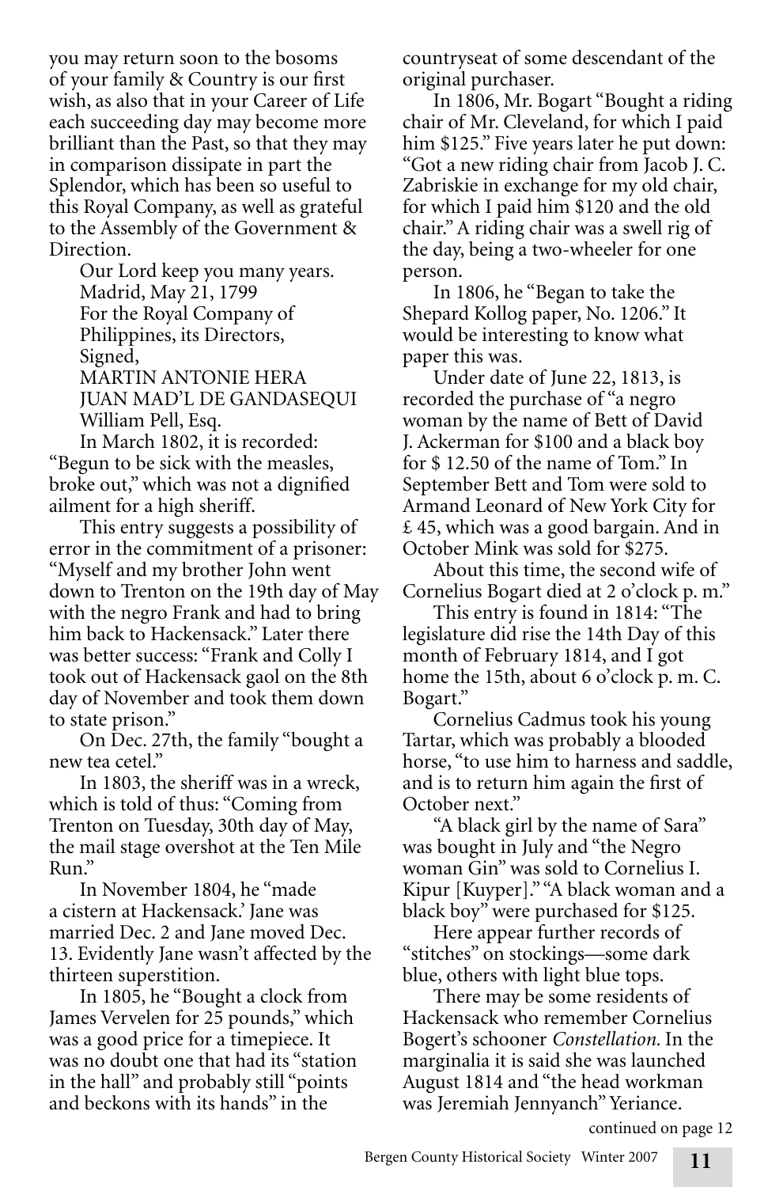you may return soon to the bosoms of your family & Country is our first wish, as also that in your Career of Life each succeeding day may become more brilliant than the Past, so that they may in comparison dissipate in part the Splendor, which has been so useful to this Royal Company, as well as grateful to the Assembly of the Government & Direction.

Our Lord keep you many years.
Madrid, May 21, 1799
For the Royal Company of Philippines, its Directors,
Signed,
MARTIN ANTONIE HERA
JUAN MAD'L DE GANDASEQUI
William Pell, Esq.

In March 1802, it is recorded: "Begun to be sick with the measles, broke out," which was not a dignified ailment for a high sheriff.

This entry suggests a possibility of error in the commitment of a prisoner: "Myself and my brother John went down to Trenton on the 19th day of May with the negro Frank and had to bring him back to Hackensack." Later there was better success: "Frank and Colly I took out of Hackensack gaol on the 8th day of November and took them down to state prison."

On Dec. 27th, the family "bought a new tea cetel."

In 1803, the sheriff was in a wreck, which is told of thus: "Coming from Trenton on Tuesday, 30th day of May, the mail stage overshot at the Ten Mile Run."

In November 1804, he "made a cistern at Hackensack.' Jane was married Dec. 2 and Jane moved Dec. 13. Evidently Jane wasn't affected by the thirteen superstition.

In 1805, he "Bought a clock from James Vervelen for 25 pounds," which was a good price for a timepiece. It was no doubt one that had its "station in the hall" and probably still "points and beckons with its hands" in the countryseat of some descendant of the original purchaser.

In 1806, Mr. Bogart "Bought a riding chair of Mr. Cleveland, for which I paid him $125." Five years later he put down: "Got a new riding chair from Jacob J. C. Zabriskie in exchange for my old chair, for which I paid him $120 and the old chair." A riding chair was a swell rig of the day, being a two-wheeler for one person.

In 1806, he "Began to take the Shepard Kollog paper, No. 1206." It would be interesting to know what paper this was.

Under date of June 22, 1813, is recorded the purchase of "a negro woman by the name of Bett of David J. Ackerman for $100 and a black boy for $ 12.50 of the name of Tom." In September Bett and Tom were sold to Armand Leonard of New York City for £ 45, which was a good bargain. And in October Mink was sold for $275.

About this time, the second wife of Cornelius Bogart died at 2 o'clock p. m."

This entry is found in 1814: "The legislature did rise the 14th Day of this month of February 1814, and I got home the 15th, about 6 o'clock p. m. C. Bogart."

Cornelius Cadmus took his young Tartar, which was probably a blooded horse, "to use him to harness and saddle, and is to return him again the first of October next."

"A black girl by the name of Sara" was bought in July and "the Negro woman Gin" was sold to Cornelius I. Kipur [Kuyper]." "A black woman and a black boy" were purchased for $125.

Here appear further records of "stitches" on stockings—some dark blue, others with light blue tops.

There may be some residents of Hackensack who remember Cornelius Bogert's schooner *Constellation.* In the marginalia it is said she was launched August 1814 and "the head workman was Jeremiah Jennyanch" Yeriance.

continued on page 12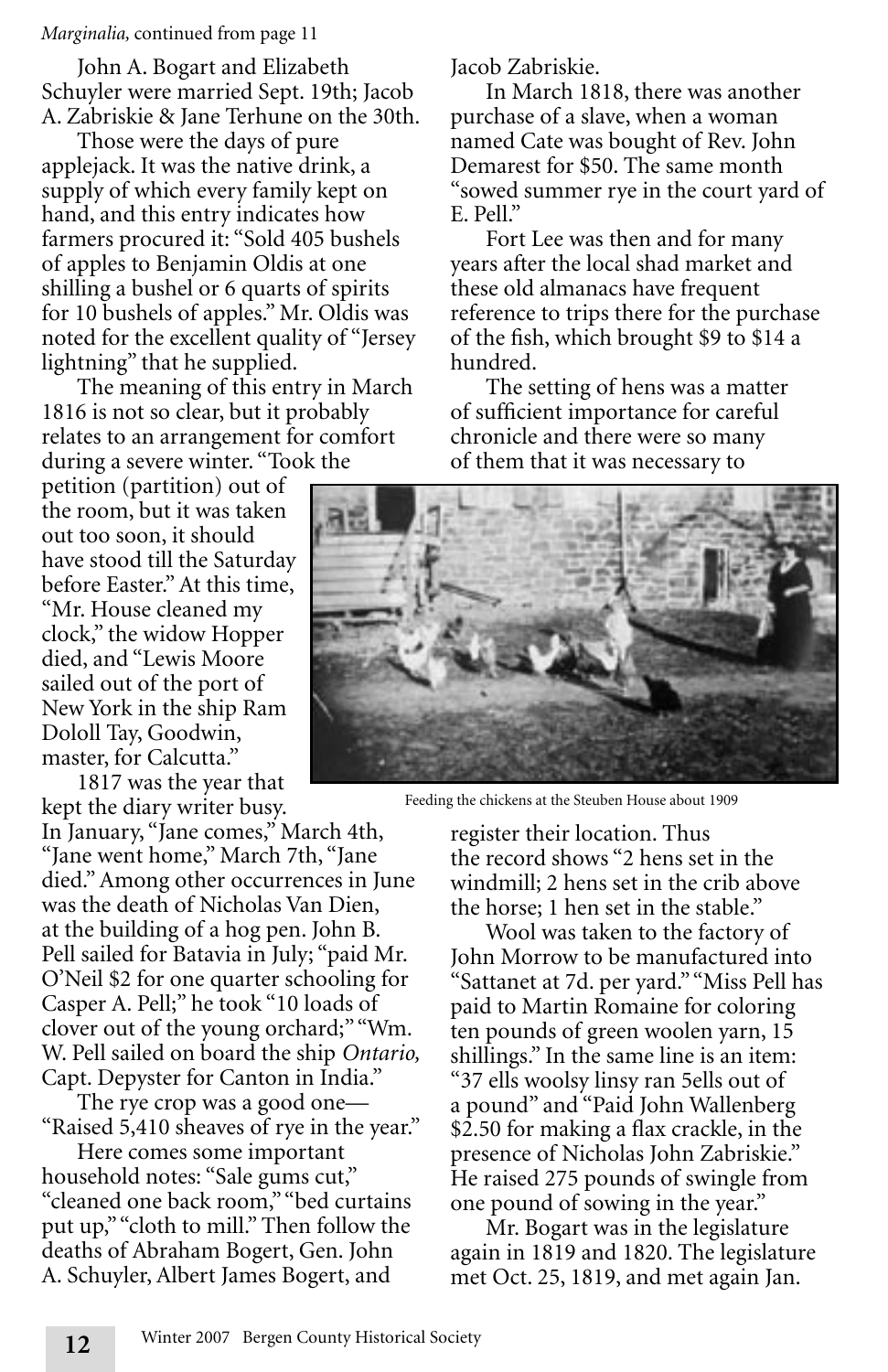*Marginalia,* continued from page 11

John A. Bogart and Elizabeth Schuyler were married Sept. 19th; Jacob A. Zabriskie & Jane Terhune on the 30th.

Those were the days of pure applejack. It was the native drink, a supply of which every family kept on hand, and this entry indicates how farmers procured it: "Sold 405 bushels of apples to Benjamin Oldis at one shilling a bushel or 6 quarts of spirits for 10 bushels of apples." Mr. Oldis was noted for the excellent quality of "Jersey lightning" that he supplied.

The meaning of this entry in March 1816 is not so clear, but it probably relates to an arrangement for comfort during a severe winter. "Took the petition (partition) out of the room, but it was taken out too soon, it should have stood till the Saturday before Easter." At this time, "Mr. House cleaned my clock," the widow Hopper died, and "Lewis Moore sailed out of the port of New York in the ship Ram Dololl Tay, Goodwin, master, for Calcutta."

1817 was the year that kept the diary writer busy. In January, "Jane comes," March 4th, "Jane went home," March 7th, "Jane died." Among other occurrences in June was the death of Nicholas Van Dien, at the building of a hog pen. John B. Pell sailed for Batavia in July; "paid Mr. O'Neil $2 for one quarter schooling for Casper A. Pell;" he took "10 loads of clover out of the young orchard;" "Wm. W. Pell sailed on board the ship *Ontario,* Capt. Depyster for Canton in India."

The rye crop was a good one—"Raised 5,410 sheaves of rye in the year."

Here comes some important household notes: "Sale gums cut," "cleaned one back room," "bed curtains put up," "cloth to mill." Then follow the deaths of Abraham Bogert, Gen. John A. Schuyler, Albert James Bogert, and Jacob Zabriskie.

In March 1818, there was another purchase of a slave, when a woman named Cate was bought of Rev. John Demarest for $50. The same month "sowed summer rye in the court yard of E. Pell."

Fort Lee was then and for many years after the local shad market and these old almanacs have frequent reference to trips there for the purchase of the fish, which brought $9 to $14 a hundred.

The setting of hens was a matter of sufficient importance for careful chronicle and there were so many of them that it was necessary to register their location. Thus the record shows "2 hens set in the windmill; 2 hens set in the crib above the horse; 1 hen set in the stable."

Feeding the chickens at the Steuben House about 1909

Wool was taken to the factory of John Morrow to be manufactured into "Sattanet at 7d. per yard." "Miss Pell has paid to Martin Romaine for coloring ten pounds of green woolen yarn, 15 shillings." In the same line is an item: "37 ells woolsy linsy ran 5ells out of a pound" and "Paid John Wallenberg $2.50 for making a flax crackle, in the presence of Nicholas John Zabriskie." He raised 275 pounds of swingle from one pound of sowing in the year."

Mr. Bogart was in the legislature again in 1819 and 1820. The legislature met Oct. 25, 1819, and met again Jan.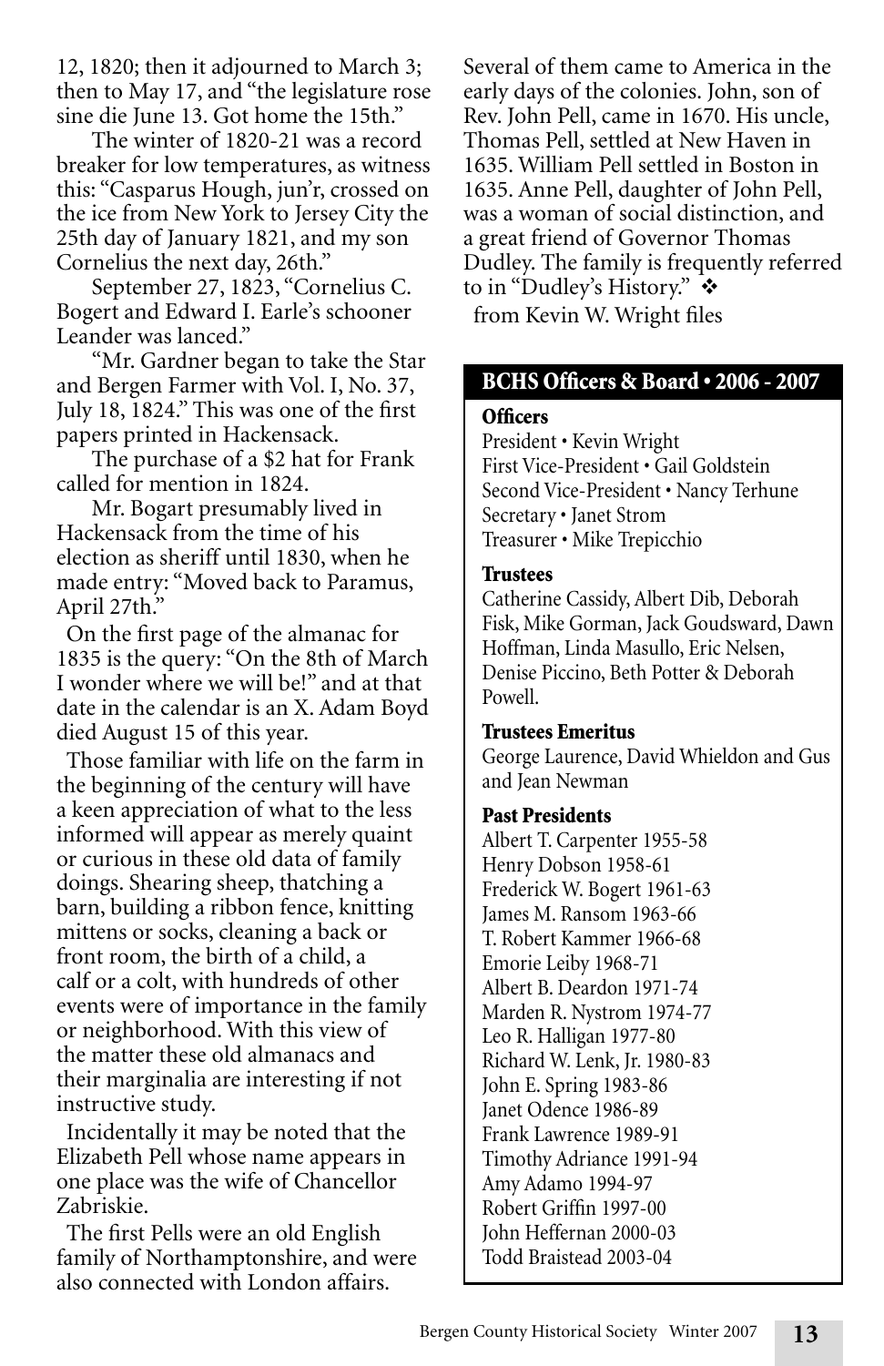12, 1820; then it adjourned to March 3; then to May 17, and "the legislature rose sine die June 13. Got home the 15th."

The winter of 1820-21 was a record breaker for low temperatures, as witness this: "Casparus Hough, jun'r, crossed on the ice from New York to Jersey City the 25th day of January 1821, and my son Cornelius the next day, 26th."

September 27, 1823, "Cornelius C. Bogert and Edward I. Earle's schooner Leander was lanced."

"Mr. Gardner began to take the Star and Bergen Farmer with Vol. I, No. 37, July 18, 1824." This was one of the first papers printed in Hackensack.

The purchase of a $2 hat for Frank called for mention in 1824.

Mr. Bogart presumably lived in Hackensack from the time of his election as sheriff until 1830, when he made entry: "Moved back to Paramus, April 27th."

On the first page of the almanac for 1835 is the query: "On the 8th of March I wonder where we will be!" and at that date in the calendar is an X. Adam Boyd died August 15 of this year.

Those familiar with life on the farm in the beginning of the century will have a keen appreciation of what to the less informed will appear as merely quaint or curious in these old data of family doings. Shearing sheep, thatching a barn, building a ribbon fence, knitting mittens or socks, cleaning a back or front room, the birth of a child, a calf or a colt, with hundreds of other events were of importance in the family or neighborhood. With this view of the matter these old almanacs and their marginalia are interesting if not instructive study.

Incidentally it may be noted that the Elizabeth Pell whose name appears in one place was the wife of Chancellor Zabriskie.

The first Pells were an old English family of Northamptonshire, and were also connected with London affairs. Several of them came to America in the early days of the colonies. John, son of Rev. John Pell, came in 1670. His uncle, Thomas Pell, settled at New Haven in 1635. William Pell settled in Boston in 1635. Anne Pell, daughter of John Pell, was a woman of social distinction, and a great friend of Governor Thomas Dudley. The family is frequently referred to in "Dudley's History." ❖

from Kevin W. Wright files

## BCHS Officers & Board • 2006 - 2007

**Officers**

President • Kevin Wright
First Vice-President • Gail Goldstein
Second Vice-President • Nancy Terhune
Secretary • Janet Strom
Treasurer • Mike Trepicchio

**Trustees**

Catherine Cassidy, Albert Dib, Deborah Fisk, Mike Gorman, Jack Goudsward, Dawn Hoffman, Linda Masullo, Eric Nelsen, Denise Piccino, Beth Potter & Deborah Powell.

**Trustees Emeritus**

George Laurence, David Whieldon and Gus and Jean Newman

**Past Presidents**

Albert T. Carpenter 1955-58
Henry Dobson 1958-61
Frederick W. Bogert 1961-63
James M. Ransom 1963-66
T. Robert Kammer 1966-68
Emorie Leiby 1968-71
Albert B. Deardon 1971-74
Marden R. Nystrom 1974-77
Leo R. Halligan 1977-80
Richard W. Lenk, Jr. 1980-83
John E. Spring 1983-86
Janet Odence 1986-89
Frank Lawrence 1989-91
Timothy Adriance 1991-94
Amy Adamo 1994-97
Robert Griffin 1997-00
John Heffernan 2000-03
Todd Braistead 2003-04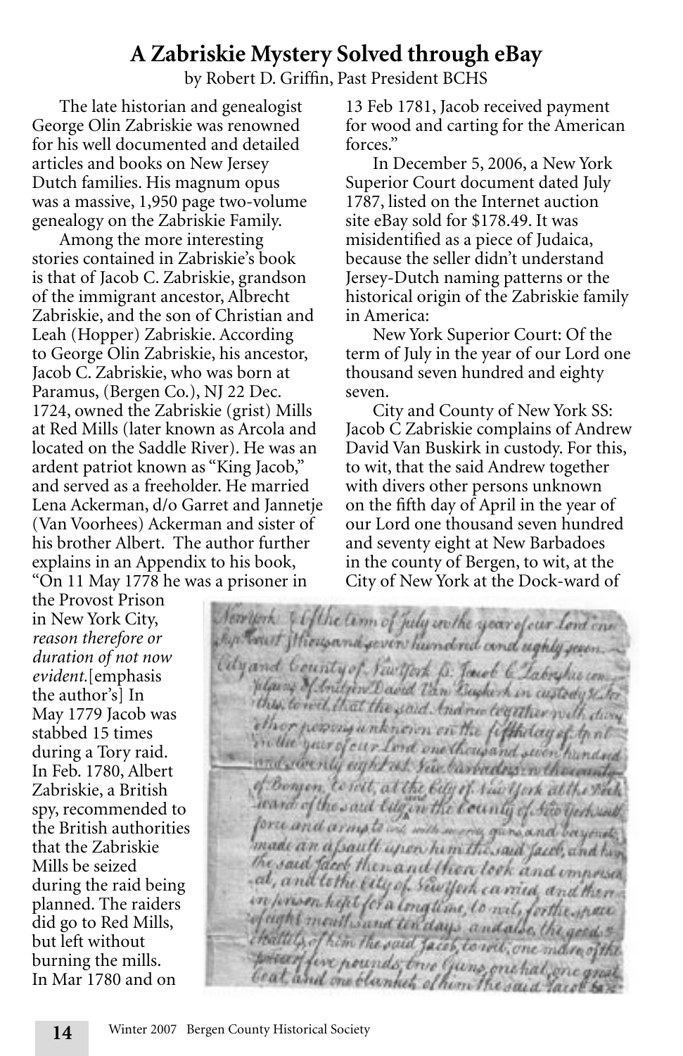# A Zabriskie Mystery Solved through eBay

by Robert D. Griffin, Past President BCHS

The late historian and genealogist George Olin Zabriskie was renowned for his well documented and detailed articles and books on New Jersey Dutch families. His magnum opus was a massive, 1,950 page two-volume genealogy on the Zabriskie Family.

Among the more interesting stories contained in Zabriskie's book is that of Jacob C. Zabriskie, grandson of the immigrant ancestor, Albrecht Zabriskie, and the son of Christian and Leah (Hopper) Zabriskie. According to George Olin Zabriskie, his ancestor, Jacob C. Zabriskie, who was born at Paramus, (Bergen Co.), NJ 22 Dec. 1724, owned the Zabriskie (grist) Mills at Red Mills (later known as Arcola and located on the Saddle River). He was an ardent patriot known as "King Jacob," and served as a freeholder. He married Lena Ackerman, d/o Garret and Jannetje (Van Voorhees) Ackerman and sister of his brother Albert. The author further explains in an Appendix to his book, "On 11 May 1778 he was a prisoner in the Provost Prison in New York City, *reason therefore or duration of not now evident.*[emphasis the author's] In May 1779 Jacob was stabbed 15 times during a Tory raid. In Feb. 1780, Albert Zabriskie, a British spy, recommended to the British authorities that the Zabriskie Mills be seized during the raid being planned. The raiders did go to Red Mills, but left without burning the mills. In Mar 1780 and on 13 Feb 1781, Jacob received payment for wood and carting for the American forces."

In December 5, 2006, a New York Superior Court document dated July 1787, listed on the Internet auction site eBay sold for $178.49. It was misidentified as a piece of Judaica, because the seller didn't understand Jersey-Dutch naming patterns or the historical origin of the Zabriskie family in America:

New York Superior Court: Of the term of July in the year of our Lord one thousand seven hundred and eighty seven.

City and County of New York SS: Jacob C Zabriskie complains of Andrew David Van Buskirk in custody. For this, to wit, that the said Andrew together with divers other persons unknown on the fifth day of April in the year of our Lord one thousand seven hundred and seventy eight at New Barbadoes in the county of Bergen, to wit, at the City of New York at the Dock-ward of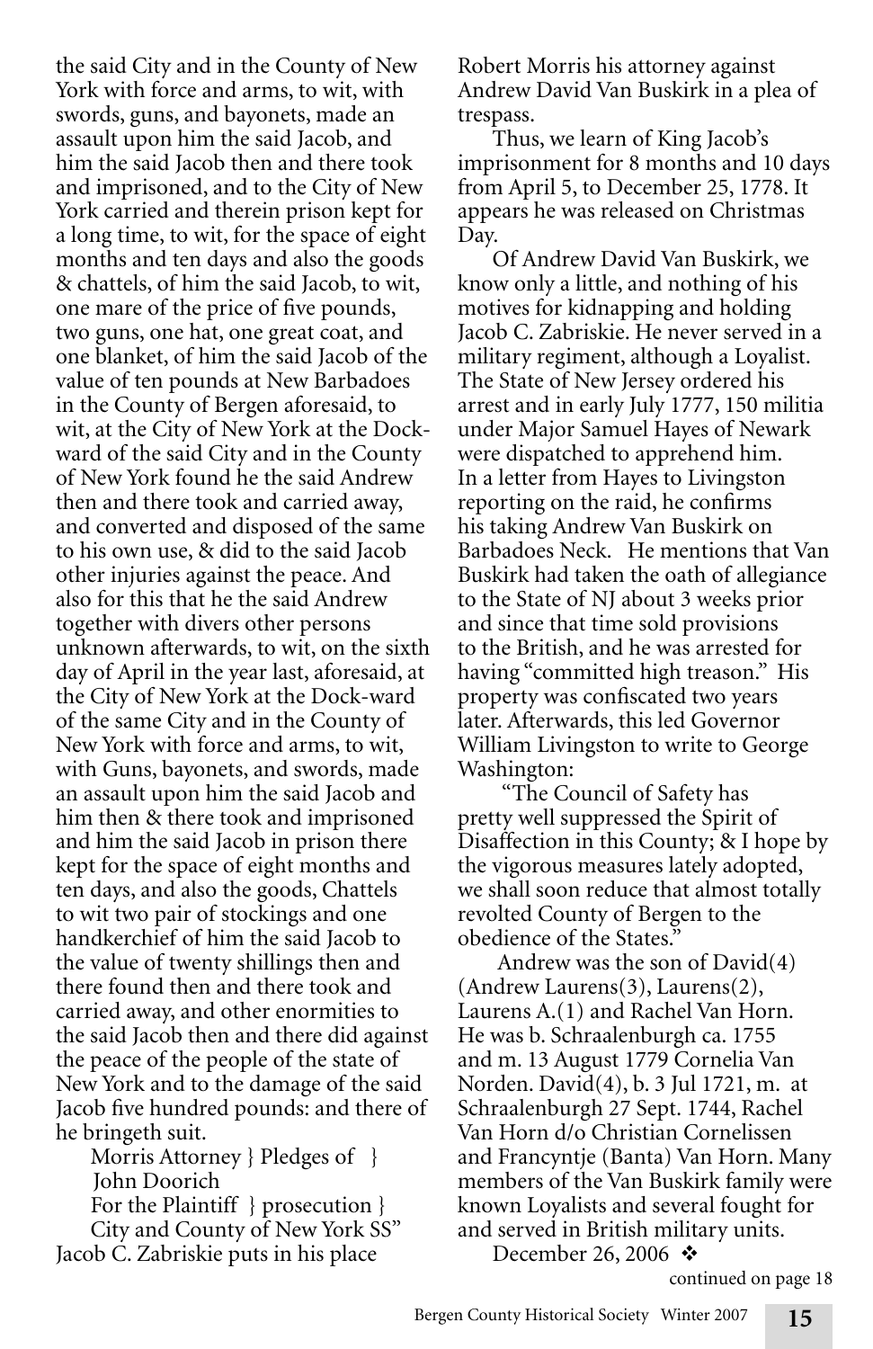the said City and in the County of New York with force and arms, to wit, with swords, guns, and bayonets, made an assault upon him the said Jacob, and him the said Jacob then and there took and imprisoned, and to the City of New York carried and therein prison kept for a long time, to wit, for the space of eight months and ten days and also the goods & chattels, of him the said Jacob, to wit, one mare of the price of five pounds, two guns, one hat, one great coat, and one blanket, of him the said Jacob of the value of ten pounds at New Barbadoes in the County of Bergen aforesaid, to wit, at the City of New York at the Dock-ward of the said City and in the County of New York found he the said Andrew then and there took and carried away, and converted and disposed of the same to his own use, & did to the said Jacob other injuries against the peace. And also for this that he the said Andrew together with divers other persons unknown afterwards, to wit, on the sixth day of April in the year last, aforesaid, at the City of New York at the Dock-ward of the same City and in the County of New York with force and arms, to wit, with Guns, bayonets, and swords, made an assault upon him the said Jacob and him then & there took and imprisoned and him the said Jacob in prison there kept for the space of eight months and ten days, and also the goods, Chattels to wit two pair of stockings and one handkerchief of him the said Jacob to the value of twenty shillings then and there found then and there took and carried away, and other enormities to the said Jacob then and there did against the peace of the people of the state of New York and to the damage of the said Jacob five hundred pounds: and there of he bringeth suit.

Morris Attorney } Pledges of }
John Doorich
For the Plaintiff } prosecution }
City and County of New York SS"
Jacob C. Zabriskie puts in his place Robert Morris his attorney against Andrew David Van Buskirk in a plea of trespass.

Thus, we learn of King Jacob's imprisonment for 8 months and 10 days from April 5, to December 25, 1778. It appears he was released on Christmas Day.

Of Andrew David Van Buskirk, we know only a little, and nothing of his motives for kidnapping and holding Jacob C. Zabriskie. He never served in a military regiment, although a Loyalist. The State of New Jersey ordered his arrest and in early July 1777, 150 militia under Major Samuel Hayes of Newark were dispatched to apprehend him. In a letter from Hayes to Livingston reporting on the raid, he confirms his taking Andrew Van Buskirk on Barbadoes Neck. He mentions that Van Buskirk had taken the oath of allegiance to the State of NJ about 3 weeks prior and since that time sold provisions to the British, and he was arrested for having "committed high treason." His property was confiscated two years later. Afterwards, this led Governor William Livingston to write to George Washington:

"The Council of Safety has pretty well suppressed the Spirit of Disaffection in this County; & I hope by the vigorous measures lately adopted, we shall soon reduce that almost totally revolted County of Bergen to the obedience of the States."

Andrew was the son of David(4) (Andrew Laurens(3), Laurens(2), Laurens A.(1) and Rachel Van Horn. He was b. Schraalenburgh ca. 1755 and m. 13 August 1779 Cornelia Van Norden. David(4), b. 3 Jul 1721, m. at Schraalenburgh 27 Sept. 1744, Rachel Van Horn d/o Christian Cornelissen and Francyntje (Banta) Van Horn. Many members of the Van Buskirk family were known Loyalists and several fought for and served in British military units.

December 26, 2006 ❖

continued on page 18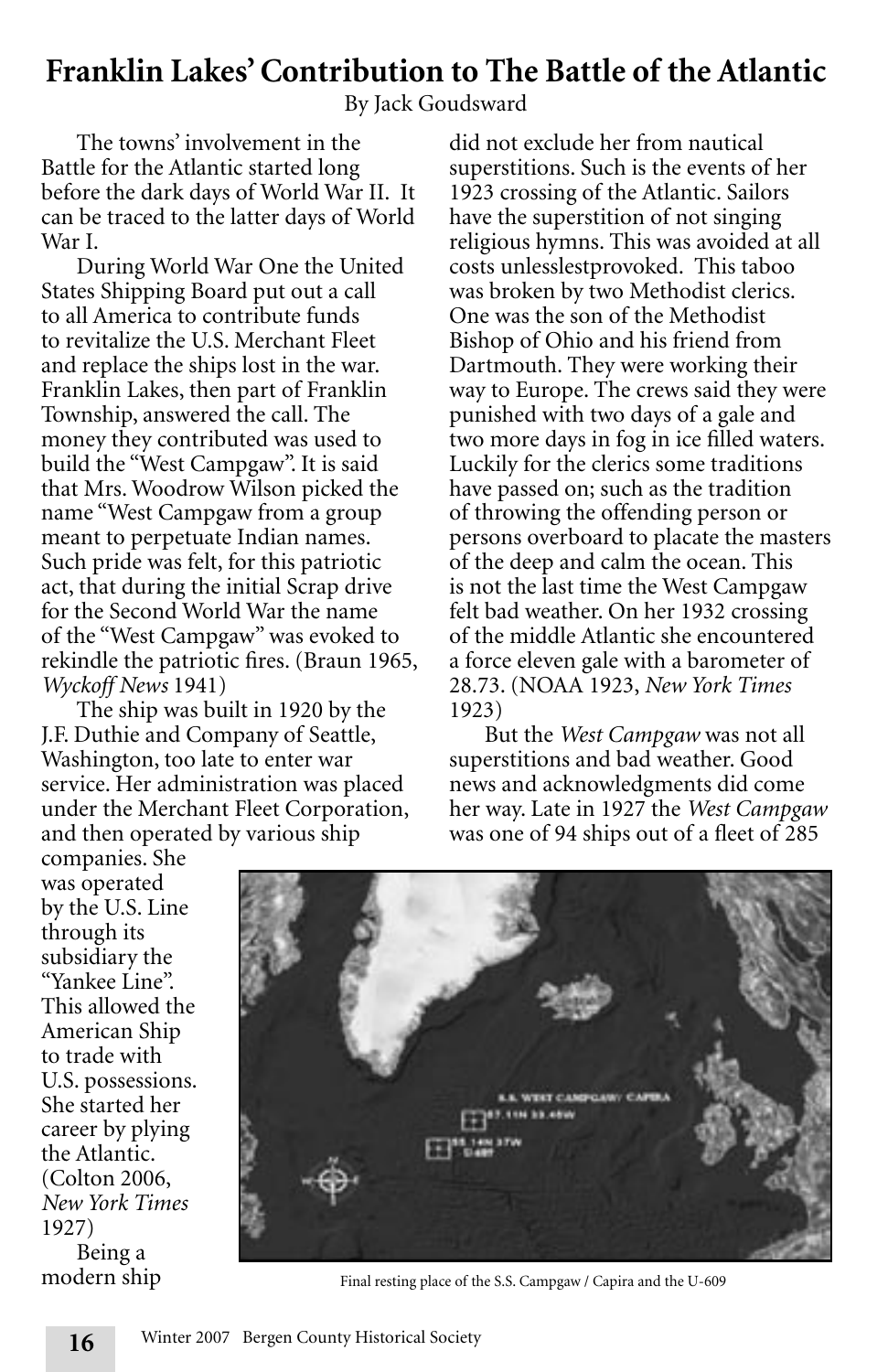# Franklin Lakes' Contribution to The Battle of the Atlantic

By Jack Goudsward

The towns' involvement in the Battle for the Atlantic started long before the dark days of World War II. It can be traced to the latter days of World War I.

During World War One the United States Shipping Board put out a call to all America to contribute funds to revitalize the U.S. Merchant Fleet and replace the ships lost in the war. Franklin Lakes, then part of Franklin Township, answered the call. The money they contributed was used to build the "West Campgaw". It is said that Mrs. Woodrow Wilson picked the name "West Campgaw from a group meant to perpetuate Indian names. Such pride was felt, for this patriotic act, that during the initial Scrap drive for the Second World War the name of the "West Campgaw" was evoked to rekindle the patriotic fires. (Braun 1965, *Wyckoff News* 1941)

The ship was built in 1920 by the J.F. Duthie and Company of Seattle, Washington, too late to enter war service. Her administration was placed under the Merchant Fleet Corporation, and then operated by various ship companies. She was operated by the U.S. Line through its subsidiary the "Yankee Line". This allowed the American Ship to trade with U.S. possessions. She started her career by plying the Atlantic. (Colton 2006, *New York Times* 1927)

Being a modern ship did not exclude her from nautical superstitions. Such is the events of her 1923 crossing of the Atlantic. Sailors have the superstition of not singing religious hymns. This was avoided at all costs unlesslestprovoked. This taboo was broken by two Methodist clerics. One was the son of the Methodist Bishop of Ohio and his friend from Dartmouth. They were working their way to Europe. The crews said they were punished with two days of a gale and two more days in fog in ice filled waters. Luckily for the clerics some traditions have passed on; such as the tradition of throwing the offending person or persons overboard to placate the masters of the deep and calm the ocean. This is not the last time the West Campgaw felt bad weather. On her 1932 crossing of the middle Atlantic she encountered a force eleven gale with a barometer of 28.73. (NOAA 1923, *New York Times* 1923)

But the *West Campgaw* was not all superstitions and bad weather. Good news and acknowledgments did come her way. Late in 1927 the *West Campgaw* was one of 94 ships out of a fleet of 285

Final resting place of the S.S. Campgaw / Capira and the U-609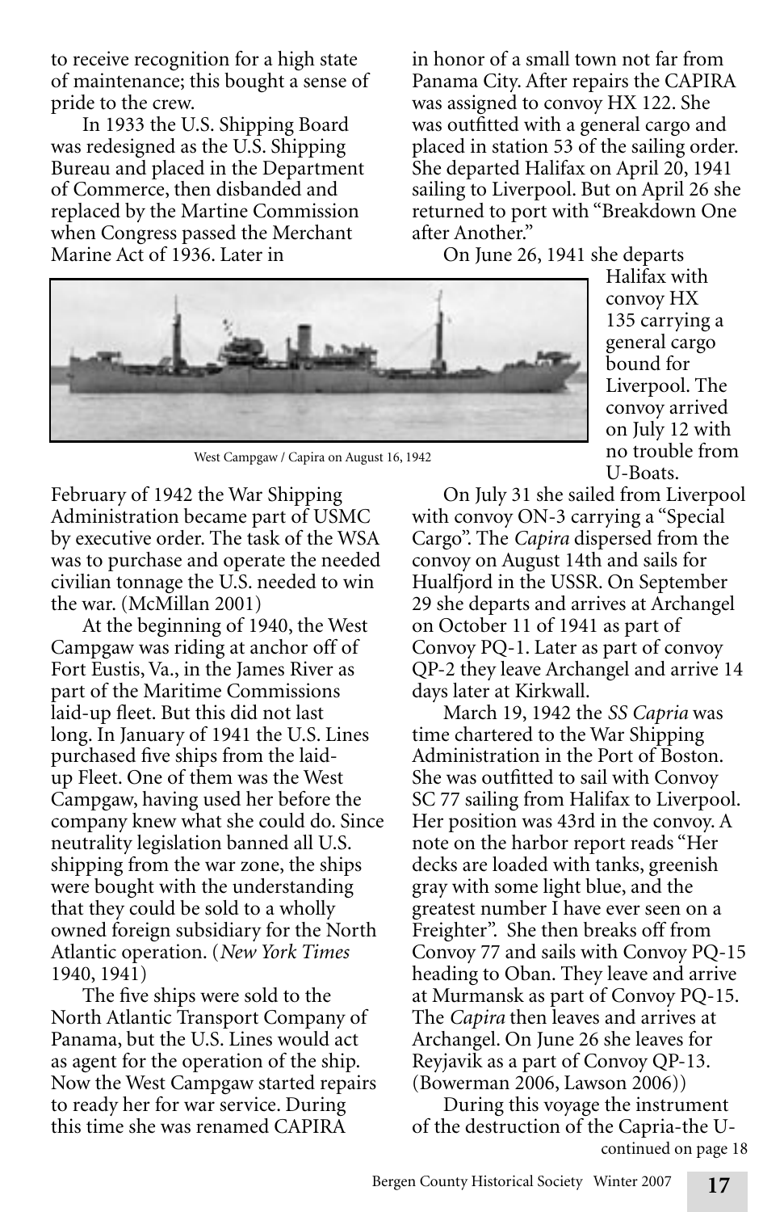to receive recognition for a high state of maintenance; this bought a sense of pride to the crew.

In 1933 the U.S. Shipping Board was redesigned as the U.S. Shipping Bureau and placed in the Department of Commerce, then disbanded and replaced by the Martine Commission when Congress passed the Merchant Marine Act of 1936. Later in February of 1942 the War Shipping Administration became part of USMC by executive order. The task of the WSA was to purchase and operate the needed civilian tonnage the U.S. needed to win the war. (McMillan 2001)

West Campgaw / Capira on August 16, 1942

At the beginning of 1940, the West Campgaw was riding at anchor off of Fort Eustis, Va., in the James River as part of the Maritime Commissions laid-up fleet. But this did not last long. In January of 1941 the U.S. Lines purchased five ships from the laid-up Fleet. One of them was the West Campgaw, having used her before the company knew what she could do. Since neutrality legislation banned all U.S. shipping from the war zone, the ships were bought with the understanding that they could be sold to a wholly owned foreign subsidiary for the North Atlantic operation. (*New York Times* 1940, 1941)

The five ships were sold to the North Atlantic Transport Company of Panama, but the U.S. Lines would act as agent for the operation of the ship. Now the West Campgaw started repairs to ready her for war service. During this time she was renamed CAPIRA in honor of a small town not far from Panama City. After repairs the CAPIRA was assigned to convoy HX 122. She was outfitted with a general cargo and placed in station 53 of the sailing order. She departed Halifax on April 20, 1941 sailing to Liverpool. But on April 26 she returned to port with "Breakdown One after Another."

On June 26, 1941 she departs Halifax with convoy HX 135 carrying a general cargo bound for Liverpool. The convoy arrived on July 12 with no trouble from U-Boats.

On July 31 she sailed from Liverpool with convoy ON-3 carrying a "Special Cargo". The *Capira* dispersed from the convoy on August 14th and sails for Hualfjord in the USSR. On September 29 she departs and arrives at Archangel on October 11 of 1941 as part of Convoy PQ-1. Later as part of convoy QP-2 they leave Archangel and arrive 14 days later at Kirkwall.

March 19, 1942 the *SS Capria* was time chartered to the War Shipping Administration in the Port of Boston. She was outfitted to sail with Convoy SC 77 sailing from Halifax to Liverpool. Her position was 43rd in the convoy. A note on the harbor report reads "Her decks are loaded with tanks, greenish gray with some light blue, and the greatest number I have ever seen on a Freighter". She then breaks off from Convoy 77 and sails with Convoy PQ-15 heading to Oban. They leave and arrive at Murmansk as part of Convoy PQ-15. The *Capira* then leaves and arrives at Archangel. On June 26 she leaves for Reyjavik as a part of Convoy QP-13. (Bowerman 2006, Lawson 2006))

During this voyage the instrument of the destruction of the Capria-the U-

continued on page 18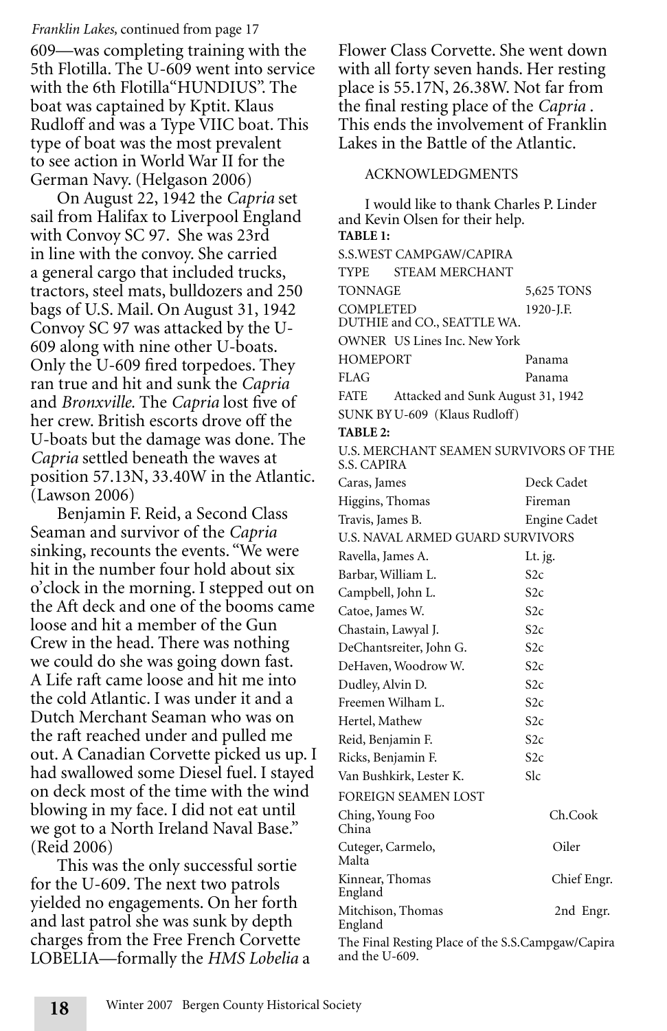*Franklin Lakes,* continued from page 17

609—was completing training with the 5th Flotilla. The U-609 went into service with the 6th Flotilla"HUNDIUS". The boat was captained by Kptit. Klaus Rudloff and was a Type VIIC boat. This type of boat was the most prevalent to see action in World War II for the German Navy. (Helgason 2006)

On August 22, 1942 the *Capria* set sail from Halifax to Liverpool England with Convoy SC 97. She was 23rd in line with the convoy. She carried a general cargo that included trucks, tractors, steel mats, bulldozers and 250 bags of U.S. Mail. On August 31, 1942 Convoy SC 97 was attacked by the U-609 along with nine other U-boats. Only the U-609 fired torpedoes. They ran true and hit and sunk the *Capria* and *Bronxville.* The *Capria* lost five of her crew. British escorts drove off the U-boats but the damage was done. The *Capria* settled beneath the waves at position 57.13N, 33.40W in the Atlantic. (Lawson 2006)

Benjamin F. Reid, a Second Class Seaman and survivor of the *Capria* sinking, recounts the events. "We were hit in the number four hold about six o'clock in the morning. I stepped out on the Aft deck and one of the booms came loose and hit a member of the Gun Crew in the head. There was nothing we could do she was going down fast. A Life raft came loose and hit me into the cold Atlantic. I was under it and a Dutch Merchant Seaman who was on the raft reached under and pulled me out. A Canadian Corvette picked us up. I had swallowed some Diesel fuel. I stayed on deck most of the time with the wind blowing in my face. I did not eat until we got to a North Ireland Naval Base." (Reid 2006)

This was the only successful sortie for the U-609. The next two patrols yielded no engagements. On her forth and last patrol she was sunk by depth charges from the Free French Corvette LOBELIA—formally the *HMS Lobelia* a Flower Class Corvette. She went down with all forty seven hands. Her resting place is 55.17N, 26.38W. Not far from the final resting place of the *Capria* . This ends the involvement of Franklin Lakes in the Battle of the Atlantic.

ACKNOWLEDGMENTS

I would like to thank Charles P. Linder and Kevin Olsen for their help.

**TABLE 1:**

S.S.WEST CAMPGAW/CAPIRA

| | |
|---|---|
| TYPE STEAM MERCHANT | |
| TONNAGE | 5,625 TONS |
| COMPLETED | 1920-J.F. DUTHIE and CO., SEATTLE WA. |
| OWNER US Lines Inc. New York | |
| HOMEPORT | Panama |
| FLAG | Panama |
| FATE Attacked and Sunk August 31, 1942 | |
| SUNK BY U-609 (Klaus Rudloff) | |

**TABLE 2:**

U.S. MERCHANT SEAMEN SURVIVORS OF THE S.S. CAPIRA

| | |
|---|---|
| Caras, James | Deck Cadet |
| Higgins, Thomas | Fireman |
| Travis, James B. | Engine Cadet |
| **U.S. NAVAL ARMED GUARD SURVIVORS** | |
| Ravella, James A. | Lt. jg. |
| Barbar, William L. | S2c |
| Campbell, John L. | S2c |
| Catoe, James W. | S2c |
| Chastain, Lawyal J. | S2c |
| DeChantsreiter, John G. | S2c |
| DeHaven, Woodrow W. | S2c |
| Dudley, Alvin D. | S2c |
| Freemen Wilham L. | S2c |
| Hertel, Mathew | S2c |
| Reid, Benjamin F. | S2c |
| Ricks, Benjamin F. | S2c |
| Van Bushkirk, Lester K. | Slc |
| **FOREIGN SEAMEN LOST** | |
| Ching, Young Foo China | Ch.Cook |
| Cuteger, Carmelo, Malta | Oiler |
| Kinnear, Thomas England | Chief Engr. |
| Mitchison, Thomas England | 2nd Engr. |

The Final Resting Place of the S.S.Campgaw/Capira and the U-609.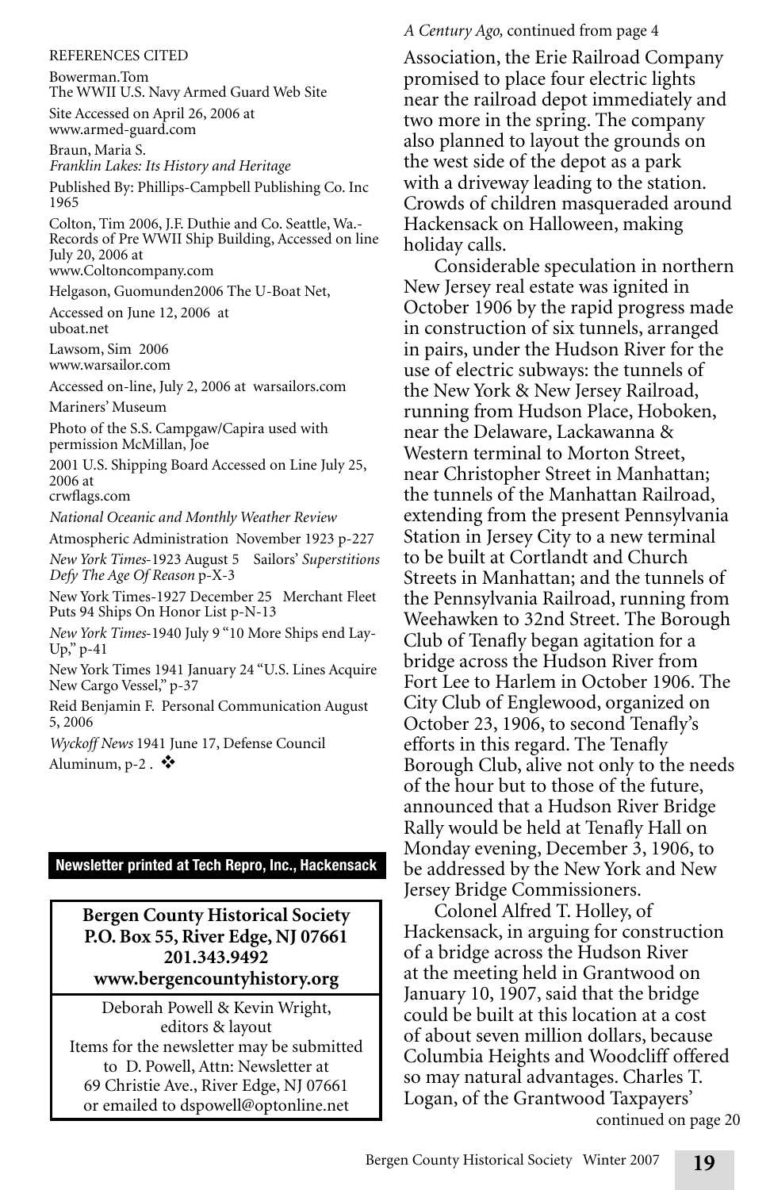REFERENCES CITED

Bowerman.Tom
The WWII U.S. Navy Armed Guard Web Site

Site Accessed on April 26, 2006 at
www.armed-guard.com

Braun, Maria S.
*Franklin Lakes: Its History and Heritage*

Published By: Phillips-Campbell Publishing Co. Inc 1965

Colton, Tim 2006, J.F. Duthie and Co. Seattle, Wa.- Records of Pre WWII Ship Building, Accessed on line July 20, 2006 at
www.Coltoncompany.com

Helgason, Guomunden2006 The U-Boat Net,

Accessed on June 12, 2006 at
uboat.net

Lawsom, Sim 2006
www.warsailor.com

Accessed on-line, July 2, 2006 at warsailors.com

Mariners' Museum

Photo of the S.S. Campgaw/Capira used with permission McMillan, Joe

2001 U.S. Shipping Board Accessed on Line July 25, 2006 at
crwflags.com

*National Oceanic and Monthly Weather Review*

Atmospheric Administration November 1923 p-227

*New York Times*-1923 August 5 Sailors' *Superstitions Defy The Age Of Reason* p-X-3

New York Times-1927 December 25 Merchant Fleet Puts 94 Ships On Honor List p-N-13

*New York Times*-1940 July 9 "10 More Ships end Lay-Up," p-41

New York Times 1941 January 24 "U.S. Lines Acquire New Cargo Vessel," p-37

Reid Benjamin F. Personal Communication August 5, 2006

*Wyckoff News* 1941 June 17, Defense Council Aluminum, p-2 . ❖

**Newsletter printed at Tech Repro, Inc., Hackensack**

**Bergen County Historical Society**
**P.O. Box 55, River Edge, NJ 07661**
**201.343.9492**
**www.bergencountyhistory.org**

Deborah Powell & Kevin Wright,
editors & layout
Items for the newsletter may be submitted
to D. Powell, Attn: Newsletter at
69 Christie Ave., River Edge, NJ 07661
or emailed to dspowell@optonline.net

*A Century Ago,* continued from page 4

Association, the Erie Railroad Company promised to place four electric lights near the railroad depot immediately and two more in the spring. The company also planned to layout the grounds on the west side of the depot as a park with a driveway leading to the station. Crowds of children masqueraded around Hackensack on Halloween, making holiday calls.

Considerable speculation in northern New Jersey real estate was ignited in October 1906 by the rapid progress made in construction of six tunnels, arranged in pairs, under the Hudson River for the use of electric subways: the tunnels of the New York & New Jersey Railroad, running from Hudson Place, Hoboken, near the Delaware, Lackawanna & Western terminal to Morton Street, near Christopher Street in Manhattan; the tunnels of the Manhattan Railroad, extending from the present Pennsylvania Station in Jersey City to a new terminal to be built at Cortlandt and Church Streets in Manhattan; and the tunnels of the Pennsylvania Railroad, running from Weehawken to 32nd Street. The Borough Club of Tenafly began agitation for a bridge across the Hudson River from Fort Lee to Harlem in October 1906. The City Club of Englewood, organized on October 23, 1906, to second Tenafly's efforts in this regard. The Tenafly Borough Club, alive not only to the needs of the hour but to those of the future, announced that a Hudson River Bridge Rally would be held at Tenafly Hall on Monday evening, December 3, 1906, to be addressed by the New York and New Jersey Bridge Commissioners.

Colonel Alfred T. Holley, of Hackensack, in arguing for construction of a bridge across the Hudson River at the meeting held in Grantwood on January 10, 1907, said that the bridge could be built at this location at a cost of about seven million dollars, because Columbia Heights and Woodcliff offered so may natural advantages. Charles T. Logan, of the Grantwood Taxpayers'

continued on page 20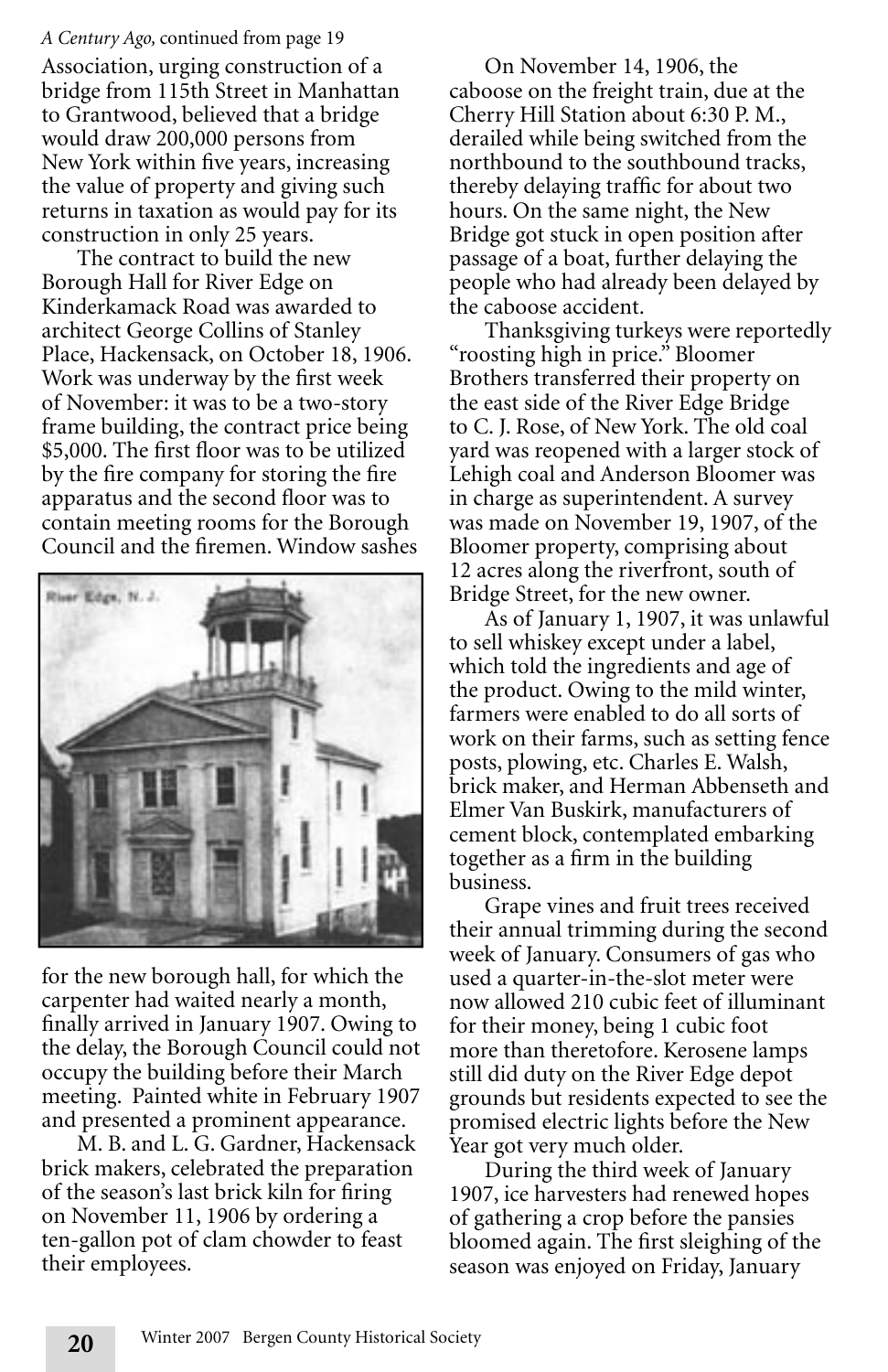*A Century Ago,* continued from page 19

Association, urging construction of a bridge from 115th Street in Manhattan to Grantwood, believed that a bridge would draw 200,000 persons from New York within five years, increasing the value of property and giving such returns in taxation as would pay for its construction in only 25 years.

The contract to build the new Borough Hall for River Edge on Kinderkamack Road was awarded to architect George Collins of Stanley Place, Hackensack, on October 18, 1906. Work was underway by the first week of November: it was to be a two-story frame building, the contract price being $5,000. The first floor was to be utilized by the fire company for storing the fire apparatus and the second floor was to contain meeting rooms for the Borough Council and the firemen. Window sashes for the new borough hall, for which the carpenter had waited nearly a month, finally arrived in January 1907. Owing to the delay, the Borough Council could not occupy the building before their March meeting. Painted white in February 1907 and presented a prominent appearance.

M. B. and L. G. Gardner, Hackensack brick makers, celebrated the preparation of the season's last brick kiln for firing on November 11, 1906 by ordering a ten-gallon pot of clam chowder to feast their employees.

On November 14, 1906, the caboose on the freight train, due at the Cherry Hill Station about 6:30 P. M., derailed while being switched from the northbound to the southbound tracks, thereby delaying traffic for about two hours. On the same night, the New Bridge got stuck in open position after passage of a boat, further delaying the people who had already been delayed by the caboose accident.

Thanksgiving turkeys were reportedly "roosting high in price." Bloomer Brothers transferred their property on the east side of the River Edge Bridge to C. J. Rose, of New York. The old coal yard was reopened with a larger stock of Lehigh coal and Anderson Bloomer was in charge as superintendent. A survey was made on November 19, 1907, of the Bloomer property, comprising about 12 acres along the riverfront, south of Bridge Street, for the new owner.

As of January 1, 1907, it was unlawful to sell whiskey except under a label, which told the ingredients and age of the product. Owing to the mild winter, farmers were enabled to do all sorts of work on their farms, such as setting fence posts, plowing, etc. Charles E. Walsh, brick maker, and Herman Abbenseth and Elmer Van Buskirk, manufacturers of cement block, contemplated embarking together as a firm in the building business.

Grape vines and fruit trees received their annual trimming during the second week of January. Consumers of gas who used a quarter-in-the-slot meter were now allowed 210 cubic feet of illuminant for their money, being 1 cubic foot more than theretofore. Kerosene lamps still did duty on the River Edge depot grounds but residents expected to see the promised electric lights before the New Year got very much older.

During the third week of January 1907, ice harvesters had renewed hopes of gathering a crop before the pansies bloomed again. The first sleighing of the season was enjoyed on Friday, January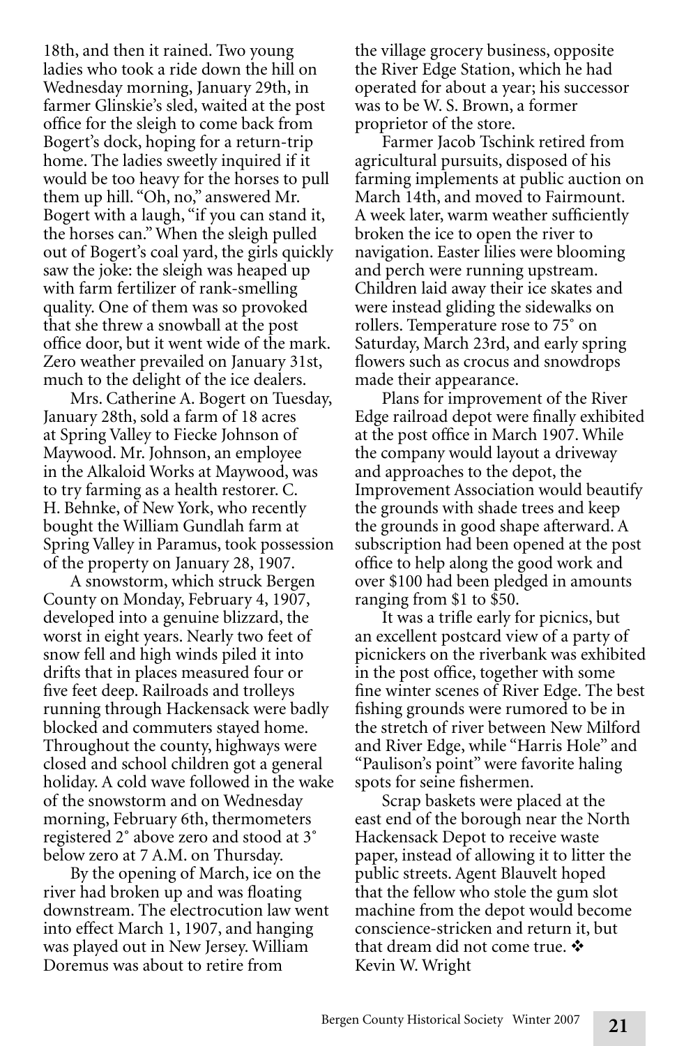18th, and then it rained. Two young ladies who took a ride down the hill on Wednesday morning, January 29th, in farmer Glinskie's sled, waited at the post office for the sleigh to come back from Bogert's dock, hoping for a return-trip home. The ladies sweetly inquired if it would be too heavy for the horses to pull them up hill. "Oh, no," answered Mr. Bogert with a laugh, "if you can stand it, the horses can." When the sleigh pulled out of Bogert's coal yard, the girls quickly saw the joke: the sleigh was heaped up with farm fertilizer of rank-smelling quality. One of them was so provoked that she threw a snowball at the post office door, but it went wide of the mark. Zero weather prevailed on January 31st, much to the delight of the ice dealers.

Mrs. Catherine A. Bogert on Tuesday, January 28th, sold a farm of 18 acres at Spring Valley to Fiecke Johnson of Maywood. Mr. Johnson, an employee in the Alkaloid Works at Maywood, was to try farming as a health restorer. C. H. Behnke, of New York, who recently bought the William Gundlah farm at Spring Valley in Paramus, took possession of the property on January 28, 1907.

A snowstorm, which struck Bergen County on Monday, February 4, 1907, developed into a genuine blizzard, the worst in eight years. Nearly two feet of snow fell and high winds piled it into drifts that in places measured four or five feet deep. Railroads and trolleys running through Hackensack were badly blocked and commuters stayed home. Throughout the county, highways were closed and school children got a general holiday. A cold wave followed in the wake of the snowstorm and on Wednesday morning, February 6th, thermometers registered 2˚ above zero and stood at 3˚ below zero at 7 A.M. on Thursday.

By the opening of March, ice on the river had broken up and was floating downstream. The electrocution law went into effect March 1, 1907, and hanging was played out in New Jersey. William Doremus was about to retire from the village grocery business, opposite the River Edge Station, which he had operated for about a year; his successor was to be W. S. Brown, a former proprietor of the store.

Farmer Jacob Tschink retired from agricultural pursuits, disposed of his farming implements at public auction on March 14th, and moved to Fairmount. A week later, warm weather sufficiently broken the ice to open the river to navigation. Easter lilies were blooming and perch were running upstream. Children laid away their ice skates and were instead gliding the sidewalks on rollers. Temperature rose to 75˚ on Saturday, March 23rd, and early spring flowers such as crocus and snowdrops made their appearance.

Plans for improvement of the River Edge railroad depot were finally exhibited at the post office in March 1907. While the company would layout a driveway and approaches to the depot, the Improvement Association would beautify the grounds with shade trees and keep the grounds in good shape afterward. A subscription had been opened at the post office to help along the good work and over $100 had been pledged in amounts ranging from $1 to $50.

It was a trifle early for picnics, but an excellent postcard view of a party of picnickers on the riverbank was exhibited in the post office, together with some fine winter scenes of River Edge. The best fishing grounds were rumored to be in the stretch of river between New Milford and River Edge, while "Harris Hole" and "Paulison's point" were favorite haling spots for seine fishermen.

Scrap baskets were placed at the east end of the borough near the North Hackensack Depot to receive waste paper, instead of allowing it to litter the public streets. Agent Blauvelt hoped that the fellow who stole the gum slot machine from the depot would become conscience-stricken and return it, but that dream did not come true. ❖

Kevin W. Wright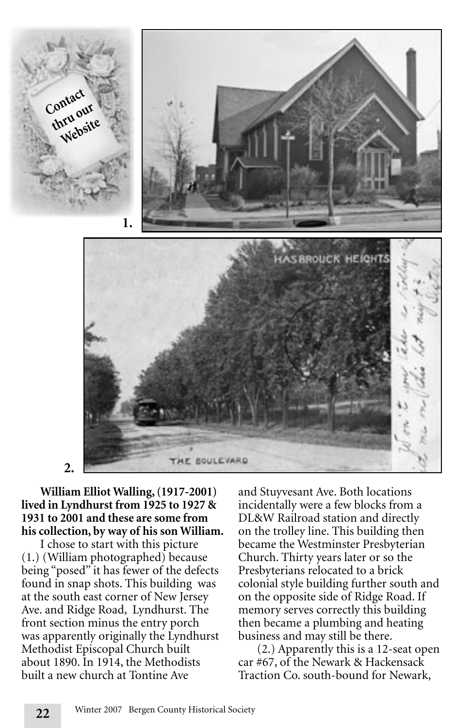**William Elliot Walling, (1917-2001) lived in Lyndhurst from 1925 to 1927 & 1931 to 2001 and these are some from his collection, by way of his son William.**

I chose to start with this picture (1.) (William photographed) because being "posed" it has fewer of the defects found in snap shots. This building was at the south east corner of New Jersey Ave. and Ridge Road, Lyndhurst. The front section minus the entry porch was apparently originally the Lyndhurst Methodist Episcopal Church built about 1890. In 1914, the Methodists built a new church at Tontine Ave and Stuyvesant Ave. Both locations incidentally were a few blocks from a DL&W Railroad station and directly on the trolley line. This building then became the Westminster Presbyterian Church. Thirty years later or so the Presbyterians relocated to a brick colonial style building further south and on the opposite side of Ridge Road. If memory serves correctly this building then became a plumbing and heating business and may still be there.

(2.) Apparently this is a 12-seat open car #67, of the Newark & Hackensack Traction Co. south-bound for Newark,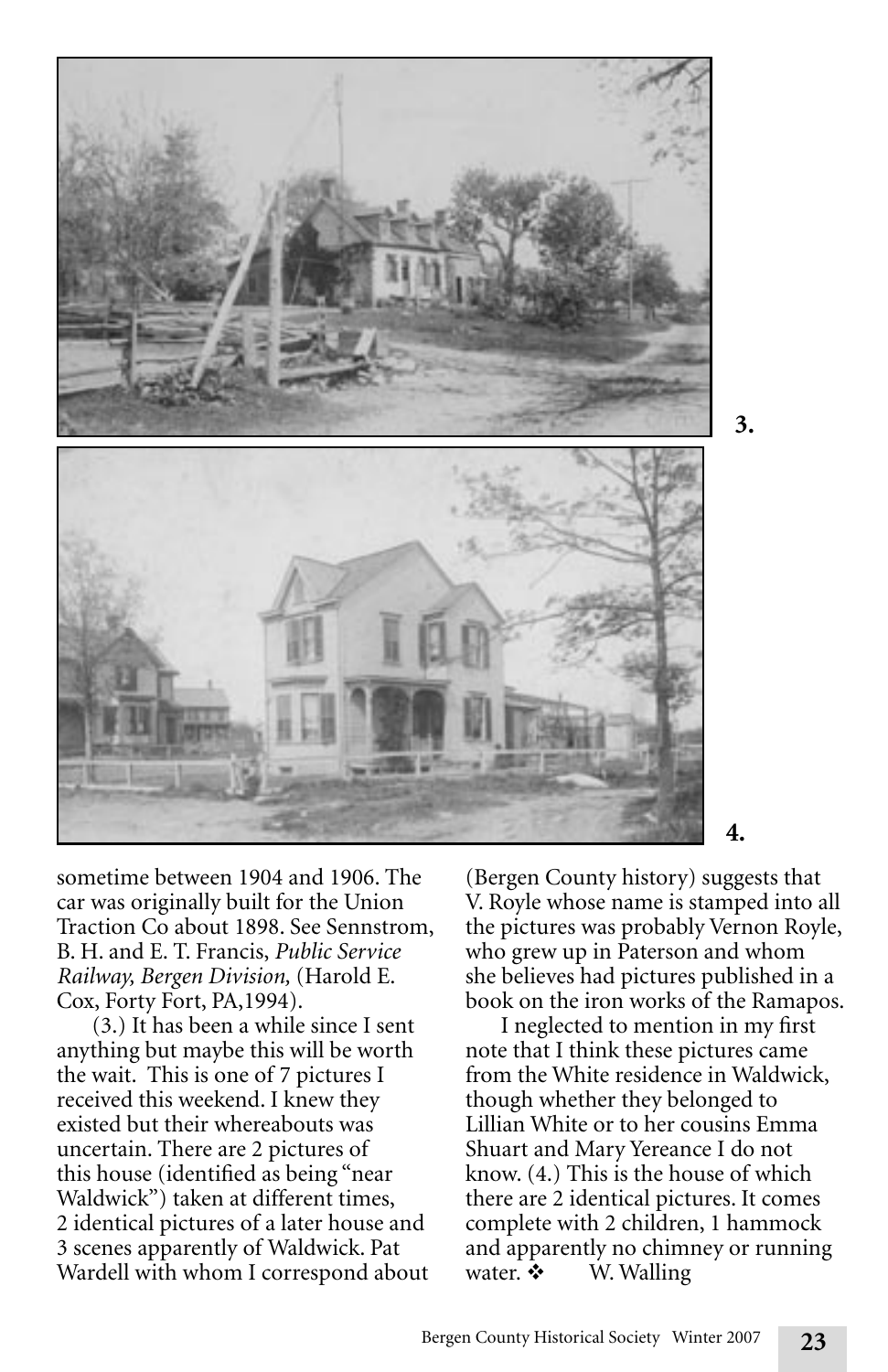3.

4.

sometime between 1904 and 1906. The car was originally built for the Union Traction Co about 1898. See Sennstrom, B. H. and E. T. Francis, *Public Service Railway, Bergen Division,* (Harold E. Cox, Forty Fort, PA,1994).

(3.) It has been a while since I sent anything but maybe this will be worth the wait. This is one of 7 pictures I received this weekend. I knew they existed but their whereabouts was uncertain. There are 2 pictures of this house (identified as being "near Waldwick") taken at different times, 2 identical pictures of a later house and 3 scenes apparently of Waldwick. Pat Wardell with whom I correspond about (Bergen County history) suggests that V. Royle whose name is stamped into all the pictures was probably Vernon Royle, who grew up in Paterson and whom she believes had pictures published in a book on the iron works of the Ramapos.

I neglected to mention in my first note that I think these pictures came from the White residence in Waldwick, though whether they belonged to Lillian White or to her cousins Emma Shuart and Mary Yereance I do not know. (4.) This is the house of which there are 2 identical pictures. It comes complete with 2 children, 1 hammock and apparently no chimney or running water. ❖ W. Walling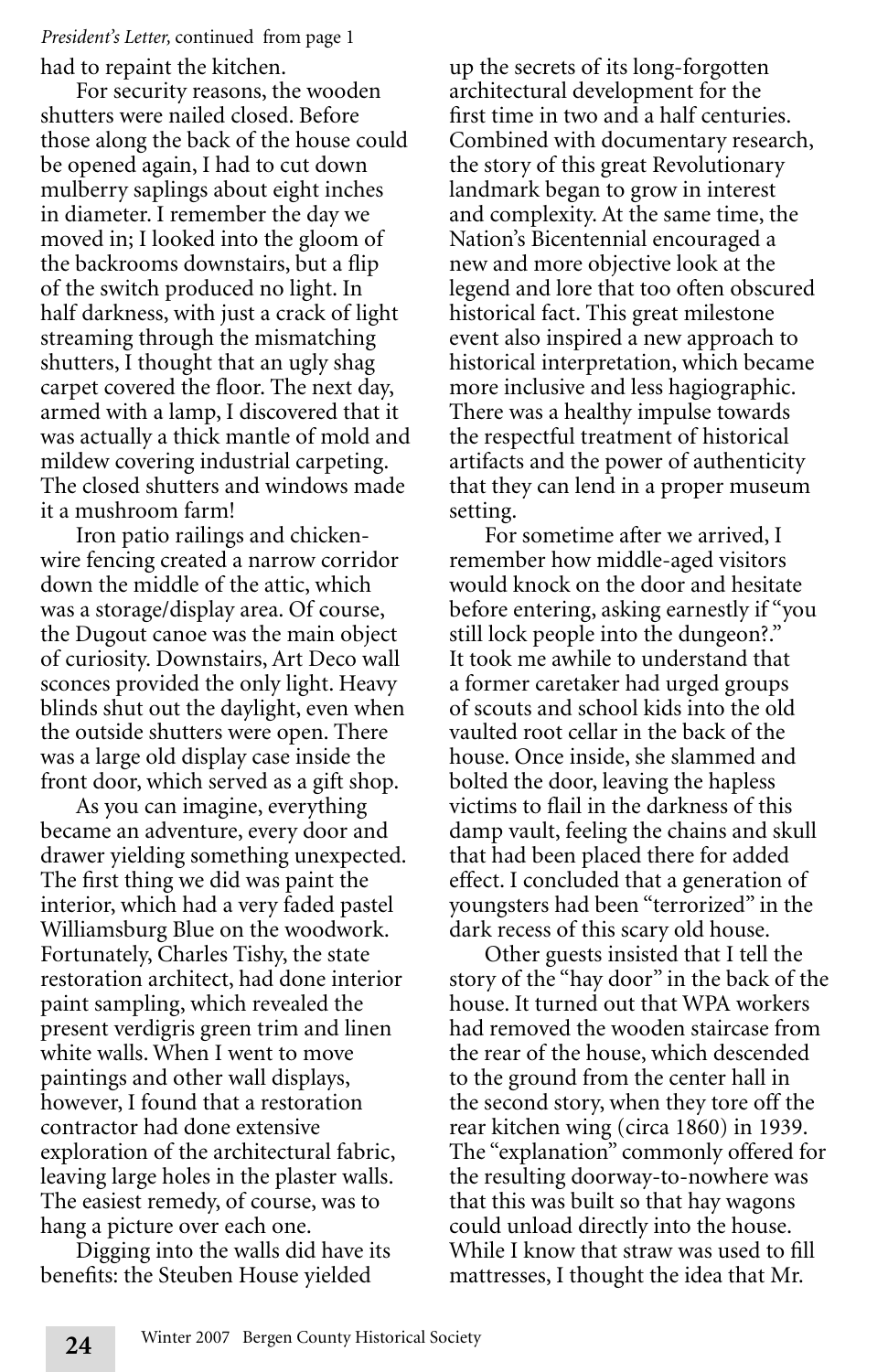*President's Letter,* continued from page 1

had to repaint the kitchen.

For security reasons, the wooden shutters were nailed closed. Before those along the back of the house could be opened again, I had to cut down mulberry saplings about eight inches in diameter. I remember the day we moved in; I looked into the gloom of the backrooms downstairs, but a flip of the switch produced no light. In half darkness, with just a crack of light streaming through the mismatching shutters, I thought that an ugly shag carpet covered the floor. The next day, armed with a lamp, I discovered that it was actually a thick mantle of mold and mildew covering industrial carpeting. The closed shutters and windows made it a mushroom farm!

Iron patio railings and chicken-wire fencing created a narrow corridor down the middle of the attic, which was a storage/display area. Of course, the Dugout canoe was the main object of curiosity. Downstairs, Art Deco wall sconces provided the only light. Heavy blinds shut out the daylight, even when the outside shutters were open. There was a large old display case inside the front door, which served as a gift shop.

As you can imagine, everything became an adventure, every door and drawer yielding something unexpected. The first thing we did was paint the interior, which had a very faded pastel Williamsburg Blue on the woodwork. Fortunately, Charles Tishy, the state restoration architect, had done interior paint sampling, which revealed the present verdigris green trim and linen white walls. When I went to move paintings and other wall displays, however, I found that a restoration contractor had done extensive exploration of the architectural fabric, leaving large holes in the plaster walls. The easiest remedy, of course, was to hang a picture over each one.

Digging into the walls did have its benefits: the Steuben House yielded up the secrets of its long-forgotten architectural development for the first time in two and a half centuries. Combined with documentary research, the story of this great Revolutionary landmark began to grow in interest and complexity. At the same time, the Nation's Bicentennial encouraged a new and more objective look at the legend and lore that too often obscured historical fact. This great milestone event also inspired a new approach to historical interpretation, which became more inclusive and less hagiographic. There was a healthy impulse towards the respectful treatment of historical artifacts and the power of authenticity that they can lend in a proper museum setting.

For sometime after we arrived, I remember how middle-aged visitors would knock on the door and hesitate before entering, asking earnestly if "you still lock people into the dungeon?." It took me awhile to understand that a former caretaker had urged groups of scouts and school kids into the old vaulted root cellar in the back of the house. Once inside, she slammed and bolted the door, leaving the hapless victims to flail in the darkness of this damp vault, feeling the chains and skull that had been placed there for added effect. I concluded that a generation of youngsters had been "terrorized" in the dark recess of this scary old house.

Other guests insisted that I tell the story of the "hay door" in the back of the house. It turned out that WPA workers had removed the wooden staircase from the rear of the house, which descended to the ground from the center hall in the second story, when they tore off the rear kitchen wing (circa 1860) in 1939. The "explanation" commonly offered for the resulting doorway-to-nowhere was that this was built so that hay wagons could unload directly into the house. While I know that straw was used to fill mattresses, I thought the idea that Mr.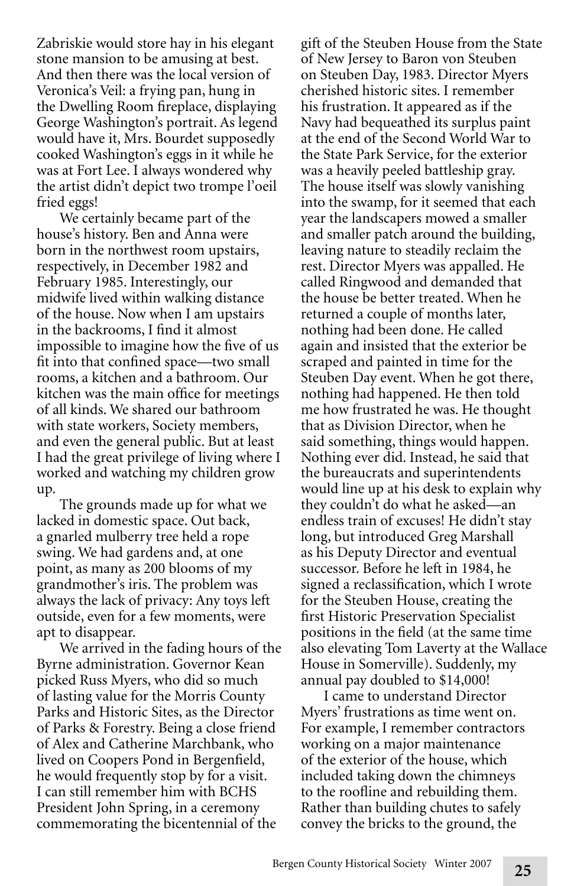Zabriskie would store hay in his elegant stone mansion to be amusing at best. And then there was the local version of Veronica's Veil: a frying pan, hung in the Dwelling Room fireplace, displaying George Washington's portrait. As legend would have it, Mrs. Bourdet supposedly cooked Washington's eggs in it while he was at Fort Lee. I always wondered why the artist didn't depict two trompe l'oeil fried eggs!

We certainly became part of the house's history. Ben and Anna were born in the northwest room upstairs, respectively, in December 1982 and February 1985. Interestingly, our midwife lived within walking distance of the house. Now when I am upstairs in the backrooms, I find it almost impossible to imagine how the five of us fit into that confined space—two small rooms, a kitchen and a bathroom. Our kitchen was the main office for meetings of all kinds. We shared our bathroom with state workers, Society members, and even the general public. But at least I had the great privilege of living where I worked and watching my children grow up.

The grounds made up for what we lacked in domestic space. Out back, a gnarled mulberry tree held a rope swing. We had gardens and, at one point, as many as 200 blooms of my grandmother's iris. The problem was always the lack of privacy: Any toys left outside, even for a few moments, were apt to disappear.

We arrived in the fading hours of the Byrne administration. Governor Kean picked Russ Myers, who did so much of lasting value for the Morris County Parks and Historic Sites, as the Director of Parks & Forestry. Being a close friend of Alex and Catherine Marchbank, who lived on Coopers Pond in Bergenfield, he would frequently stop by for a visit. I can still remember him with BCHS President John Spring, in a ceremony commemorating the bicentennial of the gift of the Steuben House from the State of New Jersey to Baron von Steuben on Steuben Day, 1983. Director Myers cherished historic sites. I remember his frustration. It appeared as if the Navy had bequeathed its surplus paint at the end of the Second World War to the State Park Service, for the exterior was a heavily peeled battleship gray. The house itself was slowly vanishing into the swamp, for it seemed that each year the landscapers mowed a smaller and smaller patch around the building, leaving nature to steadily reclaim the rest. Director Myers was appalled. He called Ringwood and demanded that the house be better treated. When he returned a couple of months later, nothing had been done. He called again and insisted that the exterior be scraped and painted in time for the Steuben Day event. When he got there, nothing had happened. He then told me how frustrated he was. He thought that as Division Director, when he said something, things would happen. Nothing ever did. Instead, he said that the bureaucrats and superintendents would line up at his desk to explain why they couldn't do what he asked—an endless train of excuses! He didn't stay long, but introduced Greg Marshall as his Deputy Director and eventual successor. Before he left in 1984, he signed a reclassification, which I wrote for the Steuben House, creating the first Historic Preservation Specialist positions in the field (at the same time also elevating Tom Laverty at the Wallace House in Somerville). Suddenly, my annual pay doubled to $14,000!

I came to understand Director Myers' frustrations as time went on. For example, I remember contractors working on a major maintenance of the exterior of the house, which included taking down the chimneys to the roofline and rebuilding them. Rather than building chutes to safely convey the bricks to the ground, the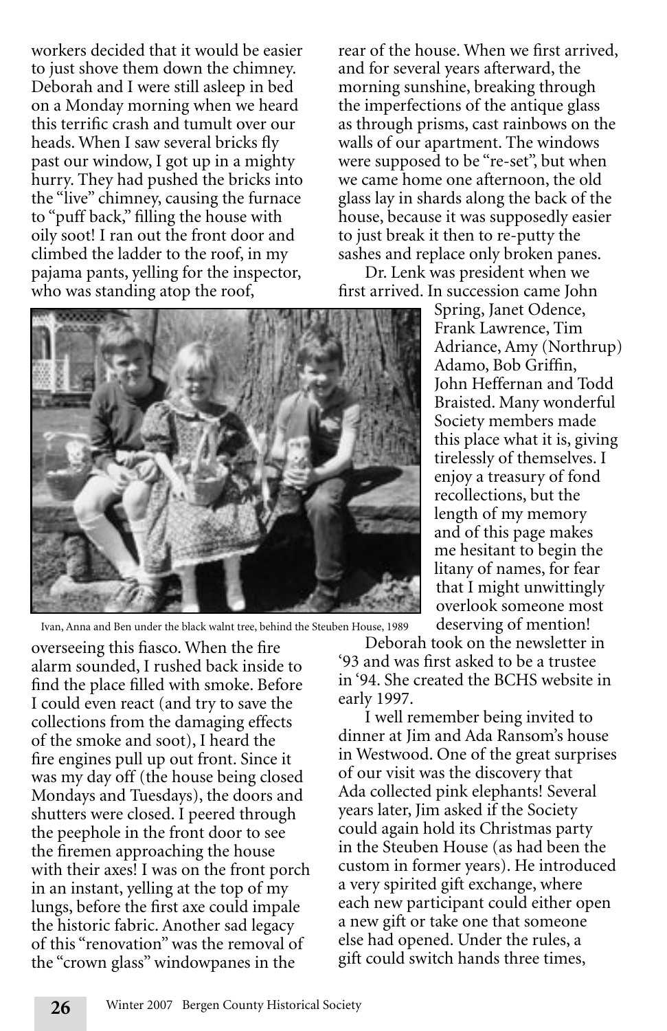workers decided that it would be easier to just shove them down the chimney. Deborah and I were still asleep in bed on a Monday morning when we heard this terrific crash and tumult over our heads. When I saw several bricks fly past our window, I got up in a mighty hurry. They had pushed the bricks into the "live" chimney, causing the furnace to "puff back," filling the house with oily soot! I ran out the front door and climbed the ladder to the roof, in my pajama pants, yelling for the inspector, who was standing atop the roof, overseeing this fiasco. When the fire alarm sounded, I rushed back inside to find the place filled with smoke. Before I could even react (and try to save the collections from the damaging effects of the smoke and soot), I heard the fire engines pull up out front. Since it was my day off (the house being closed Mondays and Tuesdays), the doors and shutters were closed. I peered through the peephole in the front door to see the firemen approaching the house with their axes! I was on the front porch in an instant, yelling at the top of my lungs, before the first axe could impale the historic fabric. Another sad legacy of this "renovation" was the removal of the "crown glass" windowpanes in the rear of the house. When we first arrived, and for several years afterward, the morning sunshine, breaking through the imperfections of the antique glass as through prisms, cast rainbows on the walls of our apartment. The windows were supposed to be "re-set", but when we came home one afternoon, the old glass lay in shards along the back of the house, because it was supposedly easier to just break it then to re-putty the sashes and replace only broken panes.

Ivan, Anna and Ben under the black walnt tree, behind the Steuben House, 1989

Dr. Lenk was president when we first arrived. In succession came John Spring, Janet Odence, Frank Lawrence, Tim Adriance, Amy (Northrup) Adamo, Bob Griffin, John Heffernan and Todd Braisted. Many wonderful Society members made this place what it is, giving tirelessly of themselves. I enjoy a treasury of fond recollections, but the length of my memory and of this page makes me hesitant to begin the litany of names, for fear that I might unwittingly overlook someone most deserving of mention!

Deborah took on the newsletter in '93 and was first asked to be a trustee in '94. She created the BCHS website in early 1997.

I well remember being invited to dinner at Jim and Ada Ransom's house in Westwood. One of the great surprises of our visit was the discovery that Ada collected pink elephants! Several years later, Jim asked if the Society could again hold its Christmas party in the Steuben House (as had been the custom in former years). He introduced a very spirited gift exchange, where each new participant could either open a new gift or take one that someone else had opened. Under the rules, a gift could switch hands three times,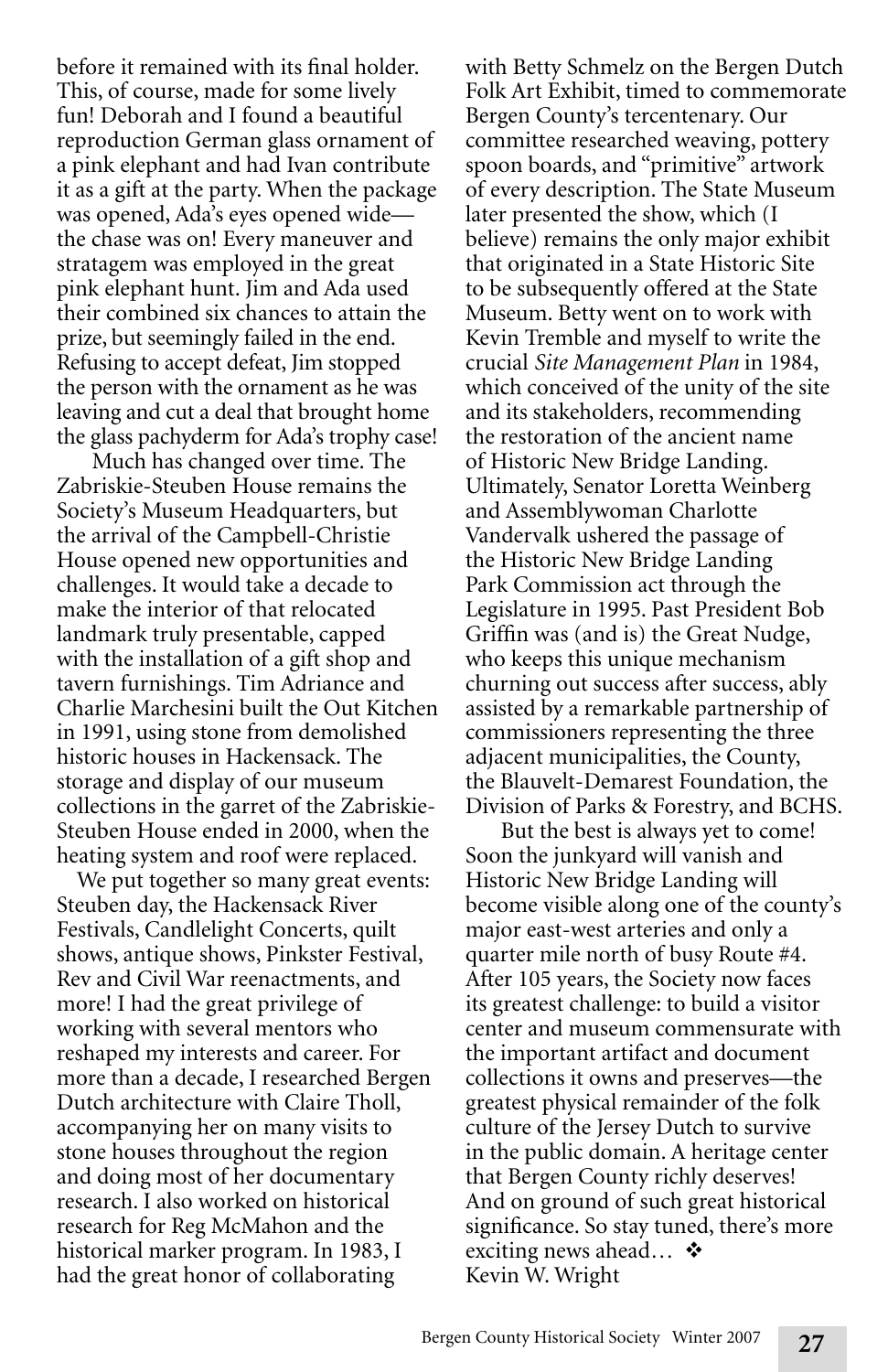before it remained with its final holder. This, of course, made for some lively fun! Deborah and I found a beautiful reproduction German glass ornament of a pink elephant and had Ivan contribute it as a gift at the party. When the package was opened, Ada's eyes opened wide—the chase was on! Every maneuver and stratagem was employed in the great pink elephant hunt. Jim and Ada used their combined six chances to attain the prize, but seemingly failed in the end. Refusing to accept defeat, Jim stopped the person with the ornament as he was leaving and cut a deal that brought home the glass pachyderm for Ada's trophy case!

Much has changed over time. The Zabriskie-Steuben House remains the Society's Museum Headquarters, but the arrival of the Campbell-Christie House opened new opportunities and challenges. It would take a decade to make the interior of that relocated landmark truly presentable, capped with the installation of a gift shop and tavern furnishings. Tim Adriance and Charlie Marchesini built the Out Kitchen in 1991, using stone from demolished historic houses in Hackensack. The storage and display of our museum collections in the garret of the Zabriskie-Steuben House ended in 2000, when the heating system and roof were replaced.

We put together so many great events: Steuben day, the Hackensack River Festivals, Candlelight Concerts, quilt shows, antique shows, Pinkster Festival, Rev and Civil War reenactments, and more! I had the great privilege of working with several mentors who reshaped my interests and career. For more than a decade, I researched Bergen Dutch architecture with Claire Tholl, accompanying her on many visits to stone houses throughout the region and doing most of her documentary research. I also worked on historical research for Reg McMahon and the historical marker program. In 1983, I had the great honor of collaborating with Betty Schmelz on the Bergen Dutch Folk Art Exhibit, timed to commemorate Bergen County's tercentenary. Our committee researched weaving, pottery spoon boards, and "primitive" artwork of every description. The State Museum later presented the show, which (I believe) remains the only major exhibit that originated in a State Historic Site to be subsequently offered at the State Museum. Betty went on to work with Kevin Tremble and myself to write the crucial *Site Management Plan* in 1984, which conceived of the unity of the site and its stakeholders, recommending the restoration of the ancient name of Historic New Bridge Landing. Ultimately, Senator Loretta Weinberg and Assemblywoman Charlotte Vandervalk ushered the passage of the Historic New Bridge Landing Park Commission act through the Legislature in 1995. Past President Bob Griffin was (and is) the Great Nudge, who keeps this unique mechanism churning out success after success, ably assisted by a remarkable partnership of commissioners representing the three adjacent municipalities, the County, the Blauvelt-Demarest Foundation, the Division of Parks & Forestry, and BCHS.

But the best is always yet to come! Soon the junkyard will vanish and Historic New Bridge Landing will become visible along one of the county's major east-west arteries and only a quarter mile north of busy Route #4. After 105 years, the Society now faces its greatest challenge: to build a visitor center and museum commensurate with the important artifact and document collections it owns and preserves—the greatest physical remainder of the folk culture of the Jersey Dutch to survive in the public domain. A heritage center that Bergen County richly deserves! And on ground of such great historical significance. So stay tuned, there's more exciting news ahead… ❖

Kevin W. Wright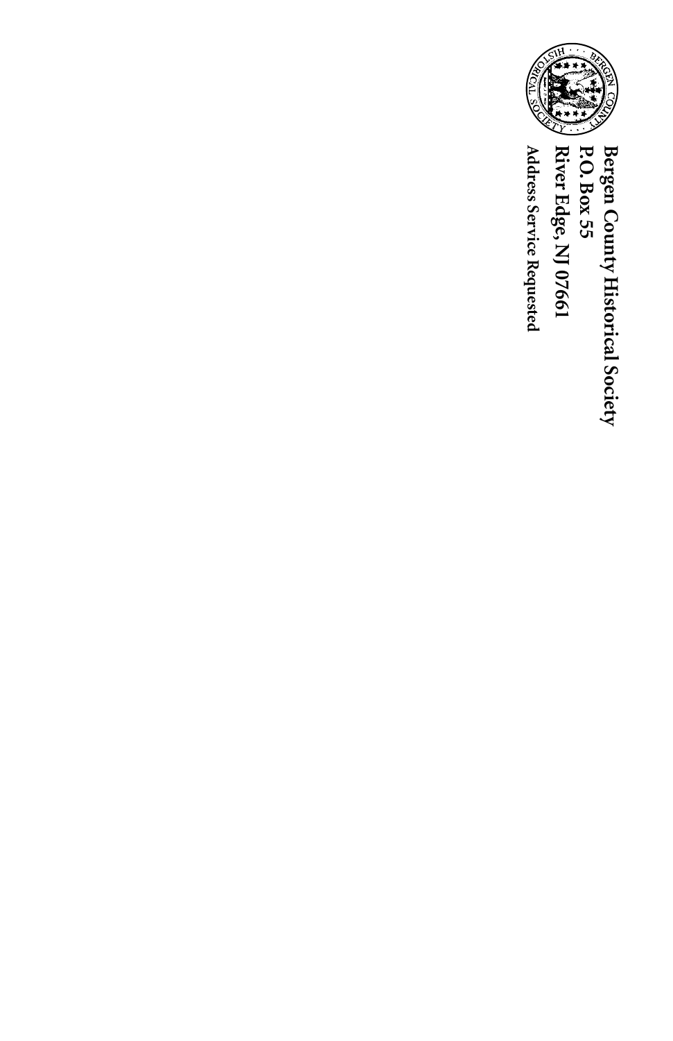Bergen County Historical Society
P.O. Box 55
River Edge, NJ 07661
Address Service Requested